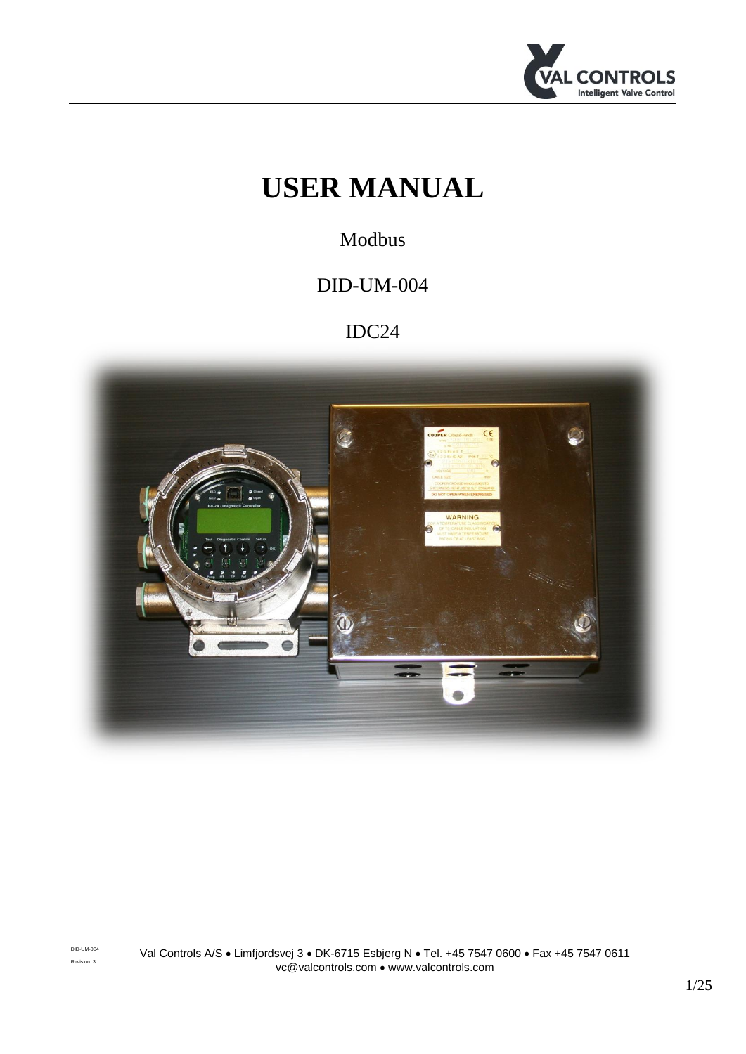# USER MANUAL

Modbus

DID-UM-004

IDC24

Val Controls A/S • Limfjordsvej 3 • DK-6715 Esbjerg N • Tel. +45 7547 0600 • Fax +45 7547 0611
vc@valcontrols.com • www.valcontrols.com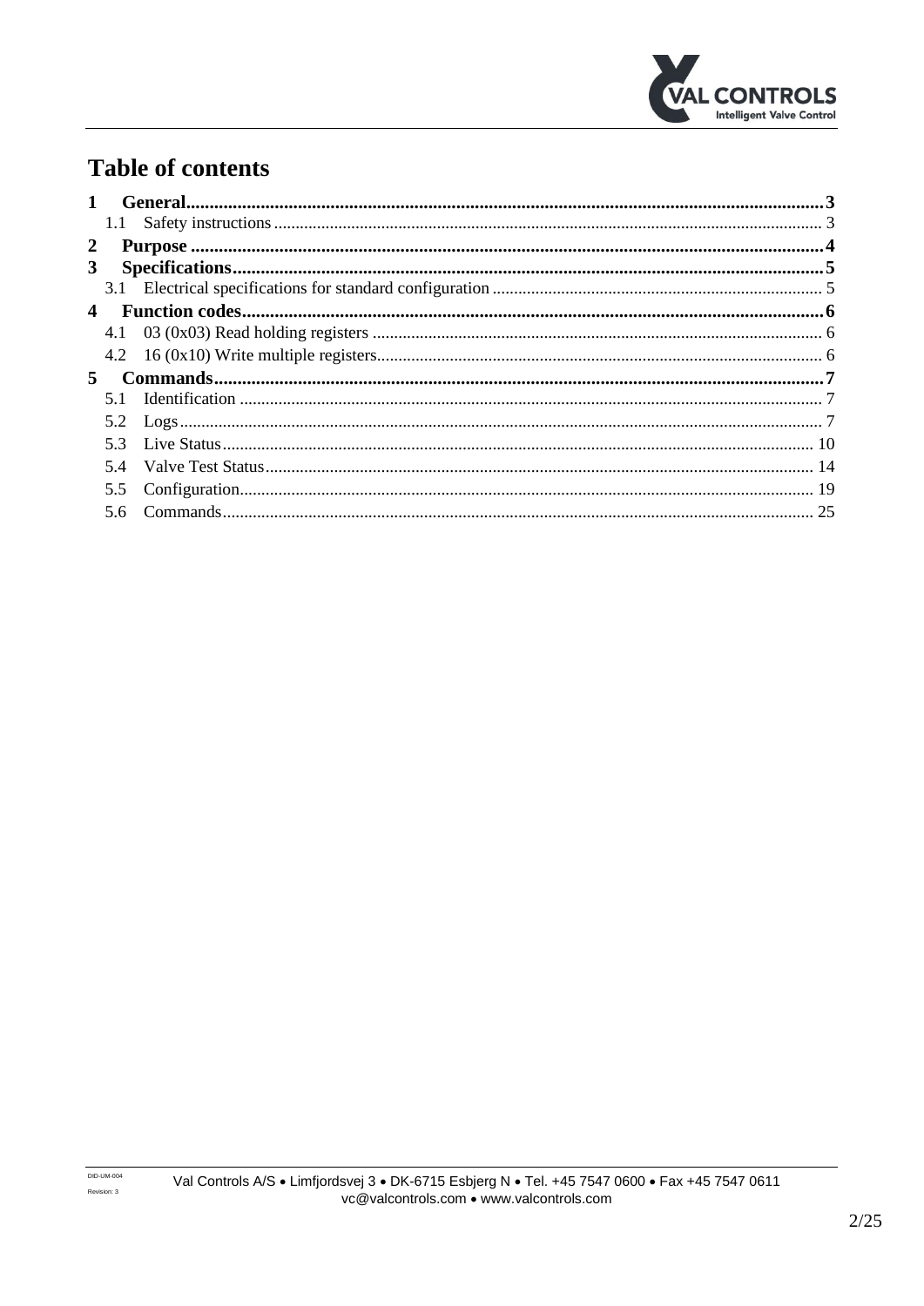# Table of contents

| | | |
|---|---|---|
| **1** | **General** | **3** |
| 1.1 | Safety instructions | 3 |
| **2** | **Purpose** | **4** |
| **3** | **Specifications** | **5** |
| 3.1 | Electrical specifications for standard configuration | 5 |
| **4** | **Function codes** | **6** |
| 4.1 | 03 (0x03) Read holding registers | 6 |
| 4.2 | 16 (0x10) Write multiple registers | 6 |
| **5** | **Commands** | **7** |
| 5.1 | Identification | 7 |
| 5.2 | Logs | 7 |
| 5.3 | Live Status | 10 |
| 5.4 | Valve Test Status | 14 |
| 5.5 | Configuration | 19 |
| 5.6 | Commands | 25 |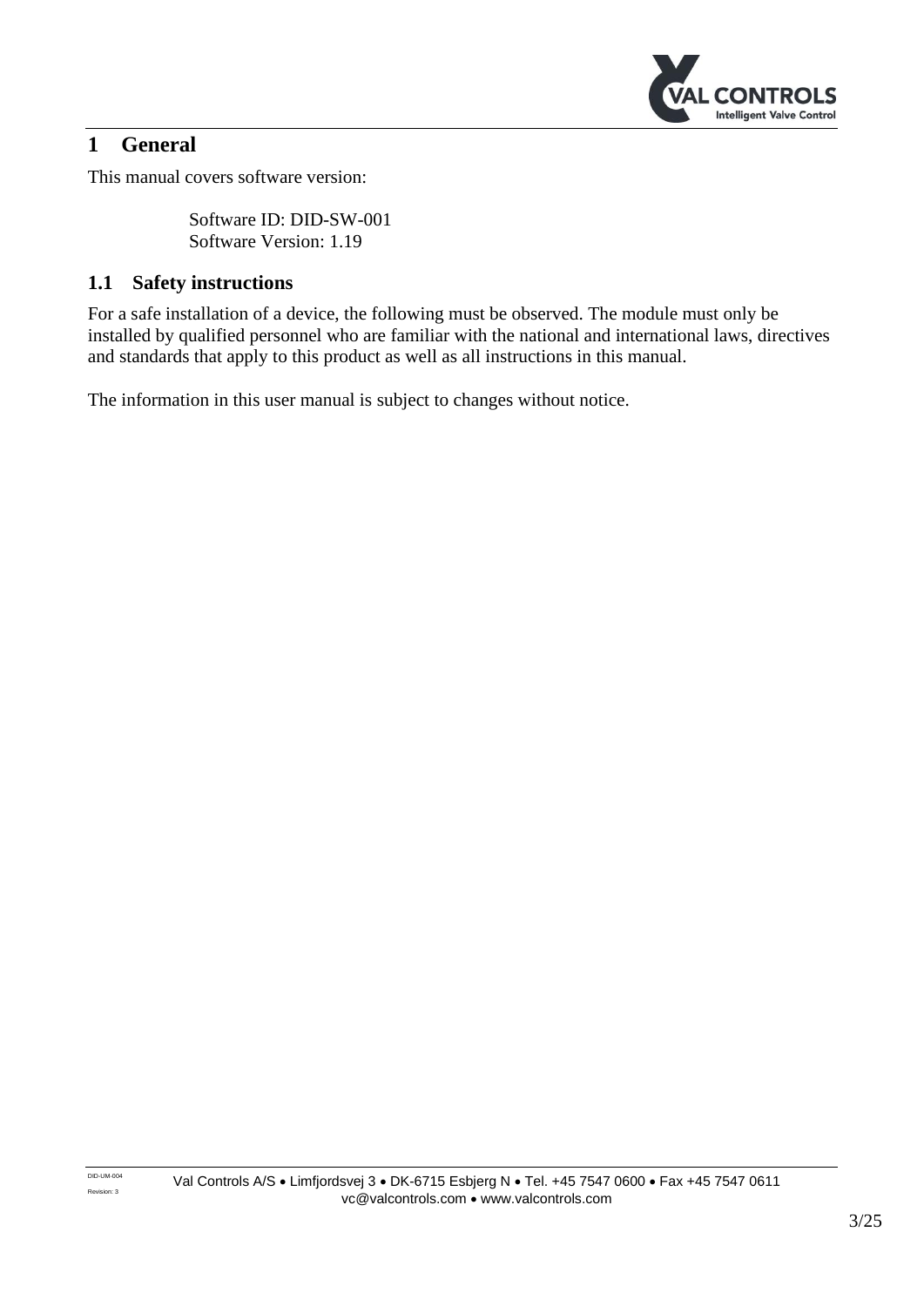# 1 General

This manual covers software version:

> Software ID: DID-SW-001
> Software Version: 1.19

## 1.1 Safety instructions

For a safe installation of a device, the following must be observed. The module must only be installed by qualified personnel who are familiar with the national and international laws, directives and standards that apply to this product as well as all instructions in this manual.

The information in this user manual is subject to changes without notice.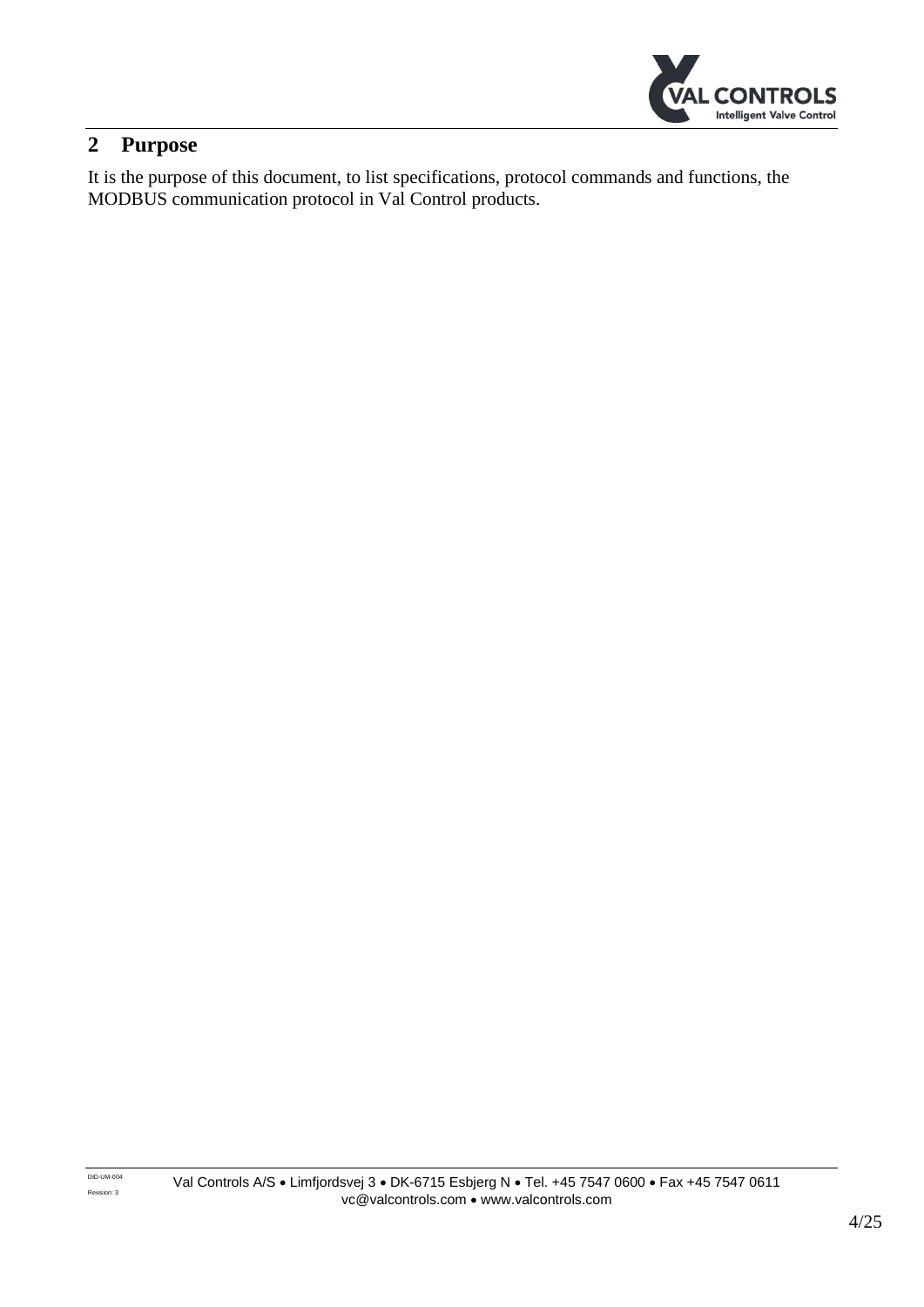# 2 Purpose

It is the purpose of this document, to list specifications, protocol commands and functions, the MODBUS communication protocol in Val Control products.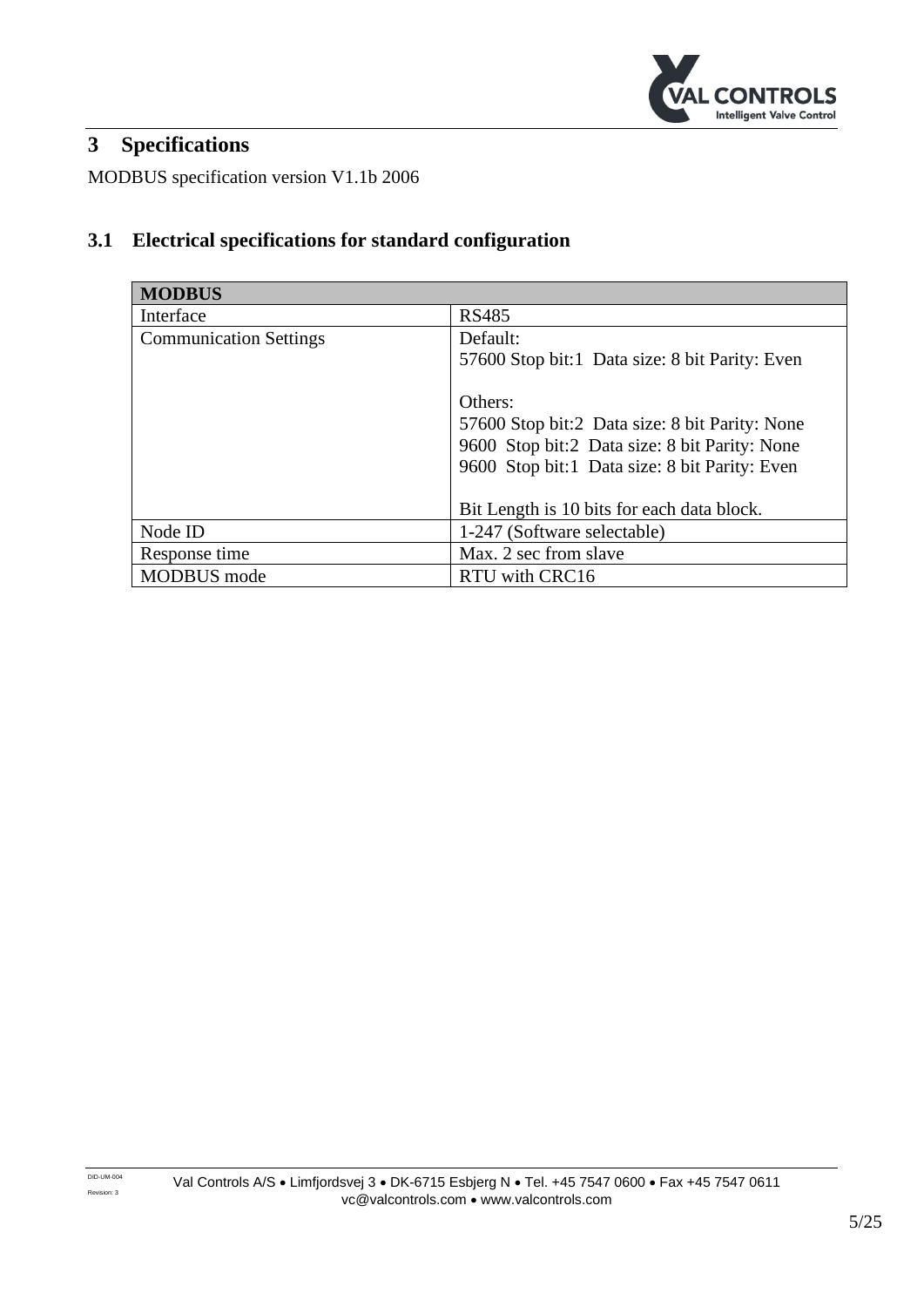# 3 Specifications

MODBUS specification version V1.1b 2006

## 3.1 Electrical specifications for standard configuration

| **MODBUS** | |
|---|---|
| Interface | RS485 |
| Communication Settings | Default:<br>57600 Stop bit:1 Data size: 8 bit Parity: Even<br><br>Others:<br>57600 Stop bit:2 Data size: 8 bit Parity: None<br>9600 Stop bit:2 Data size: 8 bit Parity: None<br>9600 Stop bit:1 Data size: 8 bit Parity: Even<br><br>Bit Length is 10 bits for each data block. |
| Node ID | 1-247 (Software selectable) |
| Response time | Max. 2 sec from slave |
| MODBUS mode | RTU with CRC16 |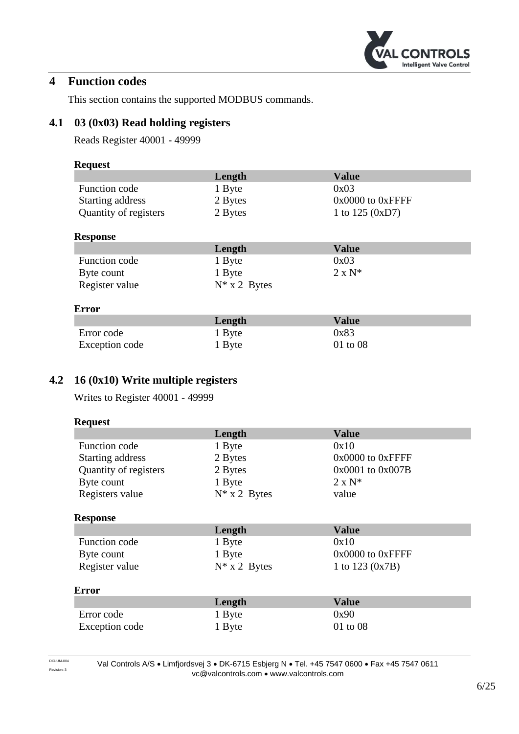## 4 Function codes

This section contains the supported MODBUS commands.

### 4.1 03 (0x03) Read holding registers

Reads Register 40001 - 49999

**Request**

| | Length | Value |
|---|---|---|
| Function code | 1 Byte | 0x03 |
| Starting address | 2 Bytes | 0x0000 to 0xFFFF |
| Quantity of registers | 2 Bytes | 1 to 125 (0xD7) |

**Response**

| | Length | Value |
|---|---|---|
| Function code | 1 Byte | 0x03 |
| Byte count | 1 Byte | 2 x N* |
| Register value | N* x 2 Bytes | |

**Error**

| | Length | Value |
|---|---|---|
| Error code | 1 Byte | 0x83 |
| Exception code | 1 Byte | 01 to 08 |

### 4.2 16 (0x10) Write multiple registers

Writes to Register 40001 - 49999

**Request**

| | Length | Value |
|---|---|---|
| Function code | 1 Byte | 0x10 |
| Starting address | 2 Bytes | 0x0000 to 0xFFFF |
| Quantity of registers | 2 Bytes | 0x0001 to 0x007B |
| Byte count | 1 Byte | 2 x N* |
| Registers value | N* x 2 Bytes | value |

**Response**

| | Length | Value |
|---|---|---|
| Function code | 1 Byte | 0x10 |
| Byte count | 1 Byte | 0x0000 to 0xFFFF |
| Register value | N* x 2 Bytes | 1 to 123 (0x7B) |

**Error**

| | Length | Value |
|---|---|---|
| Error code | 1 Byte | 0x90 |
| Exception code | 1 Byte | 01 to 08 |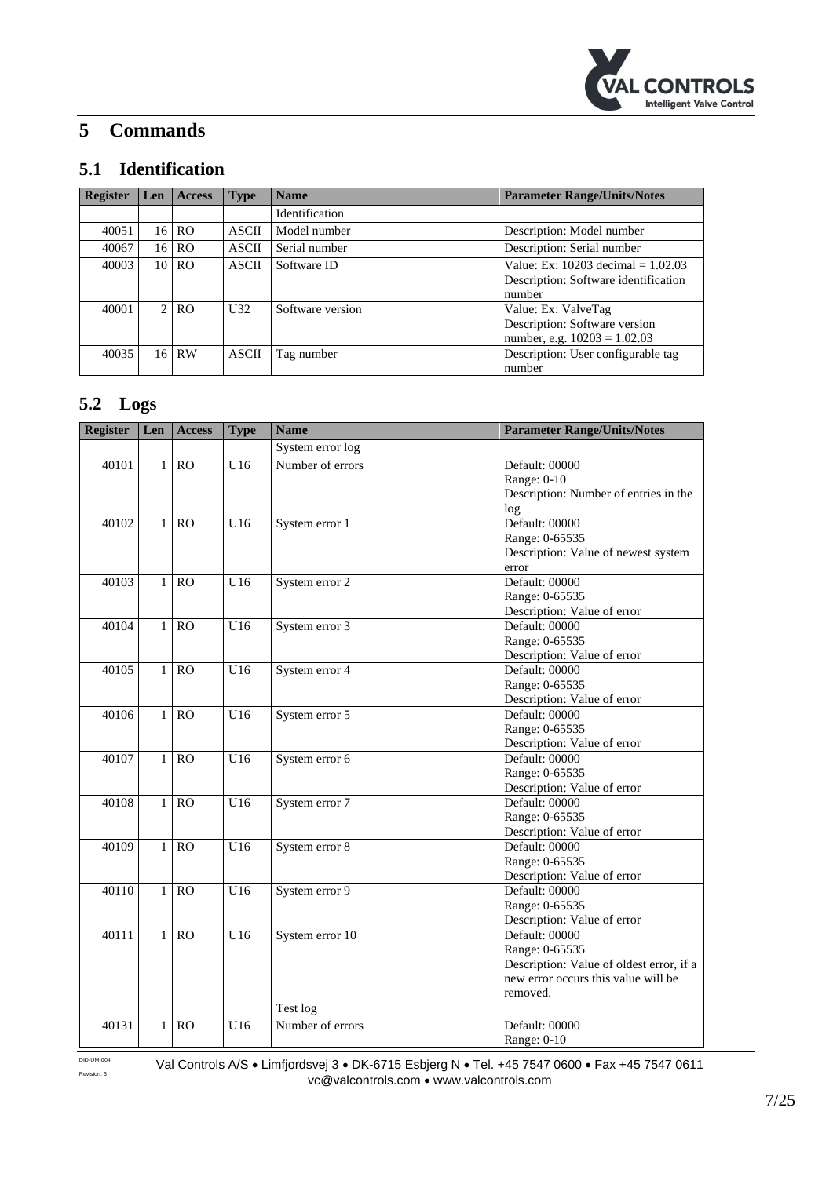# 5 Commands

## 5.1 Identification

| Register | Len | Access | Type | Name | Parameter Range/Units/Notes |
|---|---|---|---|---|---|
| | | | | Identification | |
| 40051 | 16 | RO | ASCII | Model number | Description: Model number |
| 40067 | 16 | RO | ASCII | Serial number | Description: Serial number |
| 40003 | 10 | RO | ASCII | Software ID | Value: Ex: 10203 decimal = 1.02.03<br>Description: Software identification number |
| 40001 | 2 | RO | U32 | Software version | Value: Ex: ValveTag<br>Description: Software version number, e.g. 10203 = 1.02.03 |
| 40035 | 16 | RW | ASCII | Tag number | Description: User configurable tag number |

## 5.2 Logs

| Register | Len | Access | Type | Name | Parameter Range/Units/Notes |
|---|---|---|---|---|---|
| | | | | System error log | |
| 40101 | 1 | RO | U16 | Number of errors | Default: 00000<br>Range: 0-10<br>Description: Number of entries in the log |
| 40102 | 1 | RO | U16 | System error 1 | Default: 00000<br>Range: 0-65535<br>Description: Value of newest system error |
| 40103 | 1 | RO | U16 | System error 2 | Default: 00000<br>Range: 0-65535<br>Description: Value of error |
| 40104 | 1 | RO | U16 | System error 3 | Default: 00000<br>Range: 0-65535<br>Description: Value of error |
| 40105 | 1 | RO | U16 | System error 4 | Default: 00000<br>Range: 0-65535<br>Description: Value of error |
| 40106 | 1 | RO | U16 | System error 5 | Default: 00000<br>Range: 0-65535<br>Description: Value of error |
| 40107 | 1 | RO | U16 | System error 6 | Default: 00000<br>Range: 0-65535<br>Description: Value of error |
| 40108 | 1 | RO | U16 | System error 7 | Default: 00000<br>Range: 0-65535<br>Description: Value of error |
| 40109 | 1 | RO | U16 | System error 8 | Default: 00000<br>Range: 0-65535<br>Description: Value of error |
| 40110 | 1 | RO | U16 | System error 9 | Default: 00000<br>Range: 0-65535<br>Description: Value of error |
| 40111 | 1 | RO | U16 | System error 10 | Default: 00000<br>Range: 0-65535<br>Description: Value of oldest error, if a new error occurs this value will be removed. |
| | | | | Test log | |
| 40131 | 1 | RO | U16 | Number of errors | Default: 00000<br>Range: 0-10 |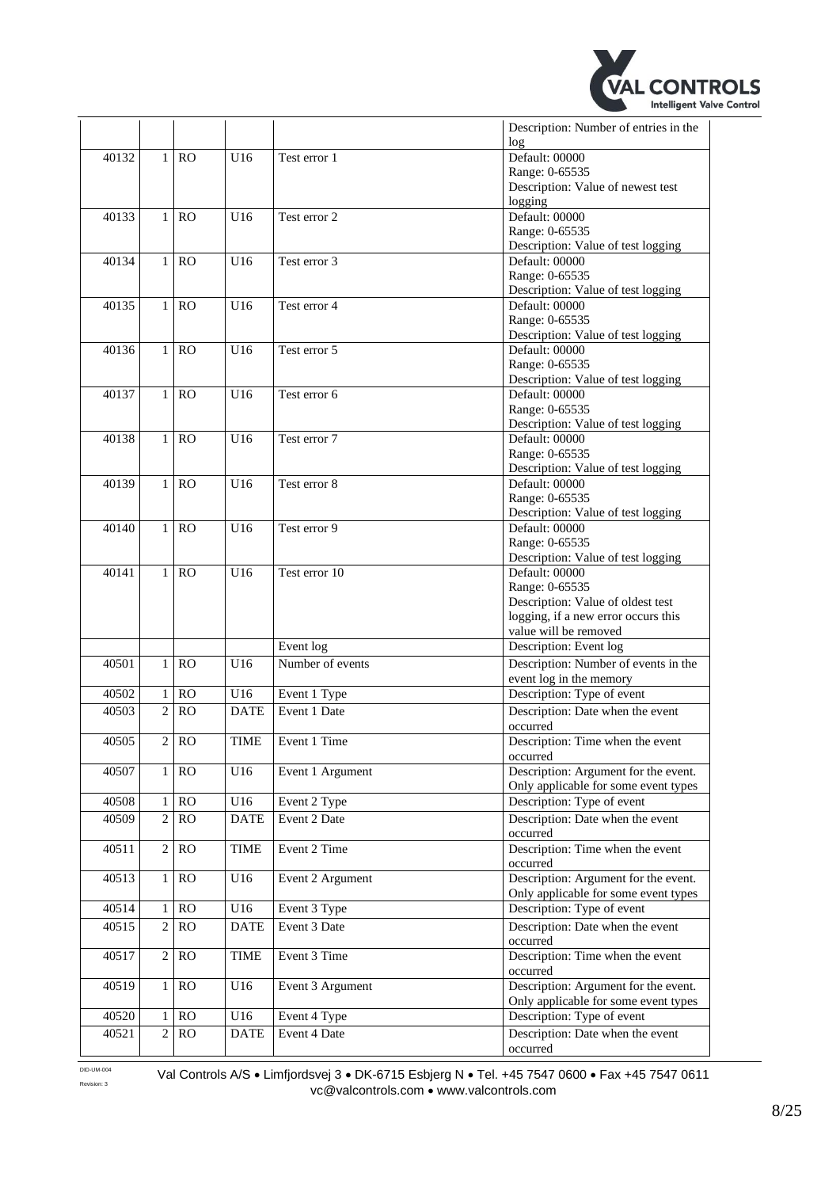| | | | | | |
|---|---|---|---|---|---|
| | | | | | Description: Number of entries in the log |
| 40132 | 1 | RO | U16 | Test error 1 | Default: 00000<br>Range: 0-65535<br>Description: Value of newest test logging |
| 40133 | 1 | RO | U16 | Test error 2 | Default: 00000<br>Range: 0-65535<br>Description: Value of test logging |
| 40134 | 1 | RO | U16 | Test error 3 | Default: 00000<br>Range: 0-65535<br>Description: Value of test logging |
| 40135 | 1 | RO | U16 | Test error 4 | Default: 00000<br>Range: 0-65535<br>Description: Value of test logging |
| 40136 | 1 | RO | U16 | Test error 5 | Default: 00000<br>Range: 0-65535<br>Description: Value of test logging |
| 40137 | 1 | RO | U16 | Test error 6 | Default: 00000<br>Range: 0-65535<br>Description: Value of test logging |
| 40138 | 1 | RO | U16 | Test error 7 | Default: 00000<br>Range: 0-65535<br>Description: Value of test logging |
| 40139 | 1 | RO | U16 | Test error 8 | Default: 00000<br>Range: 0-65535<br>Description: Value of test logging |
| 40140 | 1 | RO | U16 | Test error 9 | Default: 00000<br>Range: 0-65535<br>Description: Value of test logging |
| 40141 | 1 | RO | U16 | Test error 10 | Default: 00000<br>Range: 0-65535<br>Description: Value of oldest test logging, if a new error occurs this value will be removed |
| | | | | Event log | Description: Event log |
| 40501 | 1 | RO | U16 | Number of events | Description: Number of events in the event log in the memory |
| 40502 | 1 | RO | U16 | Event 1 Type | Description: Type of event |
| 40503 | 2 | RO | DATE | Event 1 Date | Description: Date when the event occurred |
| 40505 | 2 | RO | TIME | Event 1 Time | Description: Time when the event occurred |
| 40507 | 1 | RO | U16 | Event 1 Argument | Description: Argument for the event. Only applicable for some event types |
| 40508 | 1 | RO | U16 | Event 2 Type | Description: Type of event |
| 40509 | 2 | RO | DATE | Event 2 Date | Description: Date when the event occurred |
| 40511 | 2 | RO | TIME | Event 2 Time | Description: Time when the event occurred |
| 40513 | 1 | RO | U16 | Event 2 Argument | Description: Argument for the event. Only applicable for some event types |
| 40514 | 1 | RO | U16 | Event 3 Type | Description: Type of event |
| 40515 | 2 | RO | DATE | Event 3 Date | Description: Date when the event occurred |
| 40517 | 2 | RO | TIME | Event 3 Time | Description: Time when the event occurred |
| 40519 | 1 | RO | U16 | Event 3 Argument | Description: Argument for the event. Only applicable for some event types |
| 40520 | 1 | RO | U16 | Event 4 Type | Description: Type of event |
| 40521 | 2 | RO | DATE | Event 4 Date | Description: Date when the event occurred |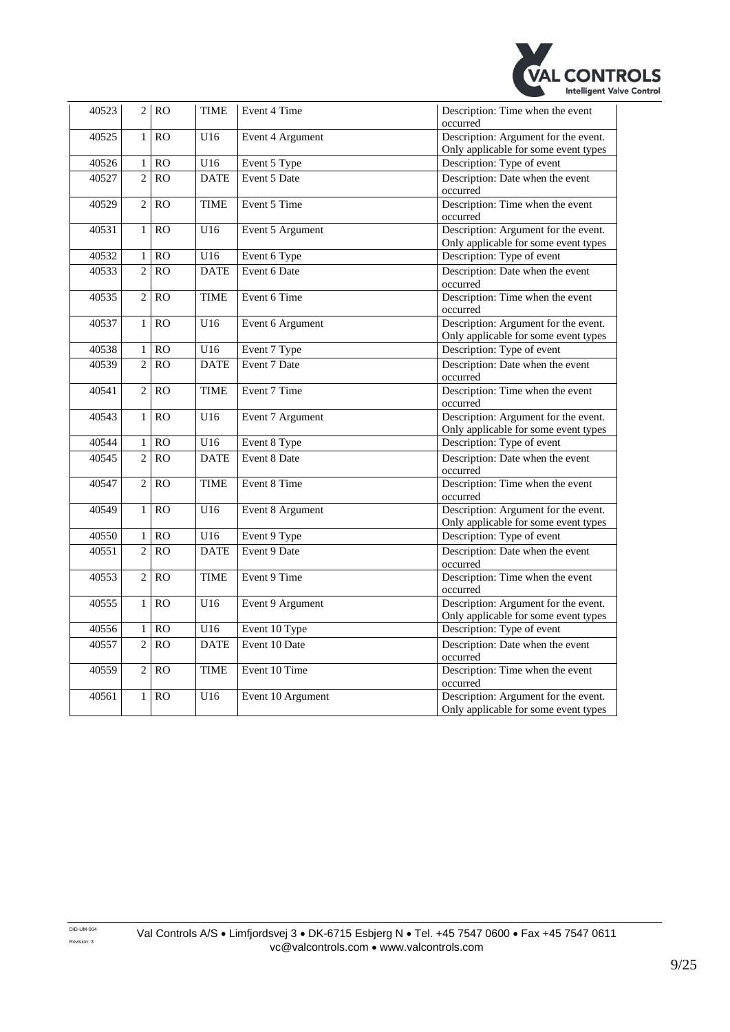| 40523 | 2 | RO | TIME | Event 4 Time | Description: Time when the event occurred |
|---|---|---|---|---|---|
| 40525 | 1 | RO | U16 | Event 4 Argument | Description: Argument for the event. Only applicable for some event types |
| 40526 | 1 | RO | U16 | Event 5 Type | Description: Type of event |
| 40527 | 2 | RO | DATE | Event 5 Date | Description: Date when the event occurred |
| 40529 | 2 | RO | TIME | Event 5 Time | Description: Time when the event occurred |
| 40531 | 1 | RO | U16 | Event 5 Argument | Description: Argument for the event. Only applicable for some event types |
| 40532 | 1 | RO | U16 | Event 6 Type | Description: Type of event |
| 40533 | 2 | RO | DATE | Event 6 Date | Description: Date when the event occurred |
| 40535 | 2 | RO | TIME | Event 6 Time | Description: Time when the event occurred |
| 40537 | 1 | RO | U16 | Event 6 Argument | Description: Argument for the event. Only applicable for some event types |
| 40538 | 1 | RO | U16 | Event 7 Type | Description: Type of event |
| 40539 | 2 | RO | DATE | Event 7 Date | Description: Date when the event occurred |
| 40541 | 2 | RO | TIME | Event 7 Time | Description: Time when the event occurred |
| 40543 | 1 | RO | U16 | Event 7 Argument | Description: Argument for the event. Only applicable for some event types |
| 40544 | 1 | RO | U16 | Event 8 Type | Description: Type of event |
| 40545 | 2 | RO | DATE | Event 8 Date | Description: Date when the event occurred |
| 40547 | 2 | RO | TIME | Event 8 Time | Description: Time when the event occurred |
| 40549 | 1 | RO | U16 | Event 8 Argument | Description: Argument for the event. Only applicable for some event types |
| 40550 | 1 | RO | U16 | Event 9 Type | Description: Type of event |
| 40551 | 2 | RO | DATE | Event 9 Date | Description: Date when the event occurred |
| 40553 | 2 | RO | TIME | Event 9 Time | Description: Time when the event occurred |
| 40555 | 1 | RO | U16 | Event 9 Argument | Description: Argument for the event. Only applicable for some event types |
| 40556 | 1 | RO | U16 | Event 10 Type | Description: Type of event |
| 40557 | 2 | RO | DATE | Event 10 Date | Description: Date when the event occurred |
| 40559 | 2 | RO | TIME | Event 10 Time | Description: Time when the event occurred |
| 40561 | 1 | RO | U16 | Event 10 Argument | Description: Argument for the event. Only applicable for some event types |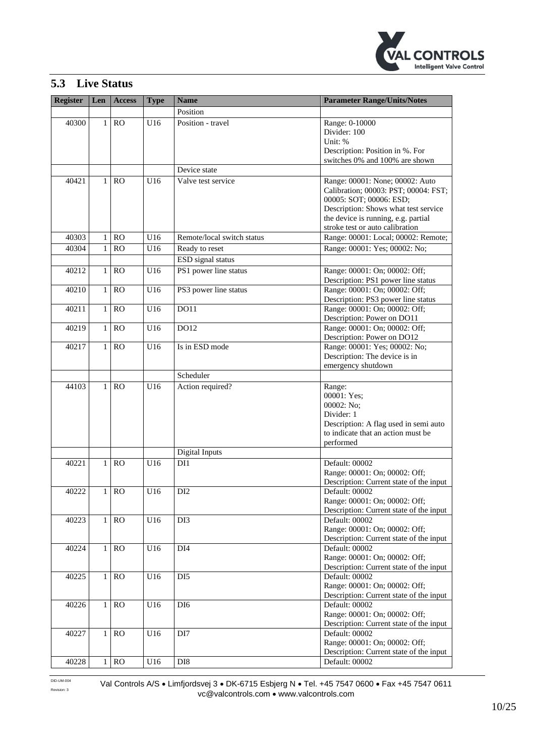## 5.3 Live Status

| Register | Len | Access | Type | Name | Parameter Range/Units/Notes |
|---|---|---|---|---|---|
| | | | | Position | |
| 40300 | 1 | RO | U16 | Position - travel | Range: 0-10000<br>Divider: 100<br>Unit: %<br>Description: Position in %. For switches 0% and 100% are shown |
| | | | | Device state | |
| 40421 | 1 | RO | U16 | Valve test service | Range: 00001: None; 00002: Auto Calibration; 00003: PST; 00004: FST; 00005: SOT; 00006: ESD;<br>Description: Shows what test service the device is running, e.g. partial stroke test or auto calibration |
| 40303 | 1 | RO | U16 | Remote/local switch status | Range: 00001: Local; 00002: Remote; |
| 40304 | 1 | RO | U16 | Ready to reset | Range: 00001: Yes; 00002: No; |
| | | | | ESD signal status | |
| 40212 | 1 | RO | U16 | PS1 power line status | Range: 00001: On; 00002: Off;<br>Description: PS1 power line status |
| 40210 | 1 | RO | U16 | PS3 power line status | Range: 00001: On; 00002: Off;<br>Description: PS3 power line status |
| 40211 | 1 | RO | U16 | DO11 | Range: 00001: On; 00002: Off;<br>Description: Power on DO11 |
| 40219 | 1 | RO | U16 | DO12 | Range: 00001: On; 00002: Off;<br>Description: Power on DO12 |
| 40217 | 1 | RO | U16 | Is in ESD mode | Range: 00001: Yes; 00002: No;<br>Description: The device is in emergency shutdown |
| | | | | Scheduler | |
| 44103 | 1 | RO | U16 | Action required? | Range:<br>00001: Yes;<br>00002: No;<br>Divider: 1<br>Description: A flag used in semi auto to indicate that an action must be performed |
| | | | | Digital Inputs | |
| 40221 | 1 | RO | U16 | DI1 | Default: 00002<br>Range: 00001: On; 00002: Off;<br>Description: Current state of the input |
| 40222 | 1 | RO | U16 | DI2 | Default: 00002<br>Range: 00001: On; 00002: Off;<br>Description: Current state of the input |
| 40223 | 1 | RO | U16 | DI3 | Default: 00002<br>Range: 00001: On; 00002: Off;<br>Description: Current state of the input |
| 40224 | 1 | RO | U16 | DI4 | Default: 00002<br>Range: 00001: On; 00002: Off;<br>Description: Current state of the input |
| 40225 | 1 | RO | U16 | DI5 | Default: 00002<br>Range: 00001: On; 00002: Off;<br>Description: Current state of the input |
| 40226 | 1 | RO | U16 | DI6 | Default: 00002<br>Range: 00001: On; 00002: Off;<br>Description: Current state of the input |
| 40227 | 1 | RO | U16 | DI7 | Default: 00002<br>Range: 00001: On; 00002: Off;<br>Description: Current state of the input |
| 40228 | 1 | RO | U16 | DI8 | Default: 00002 |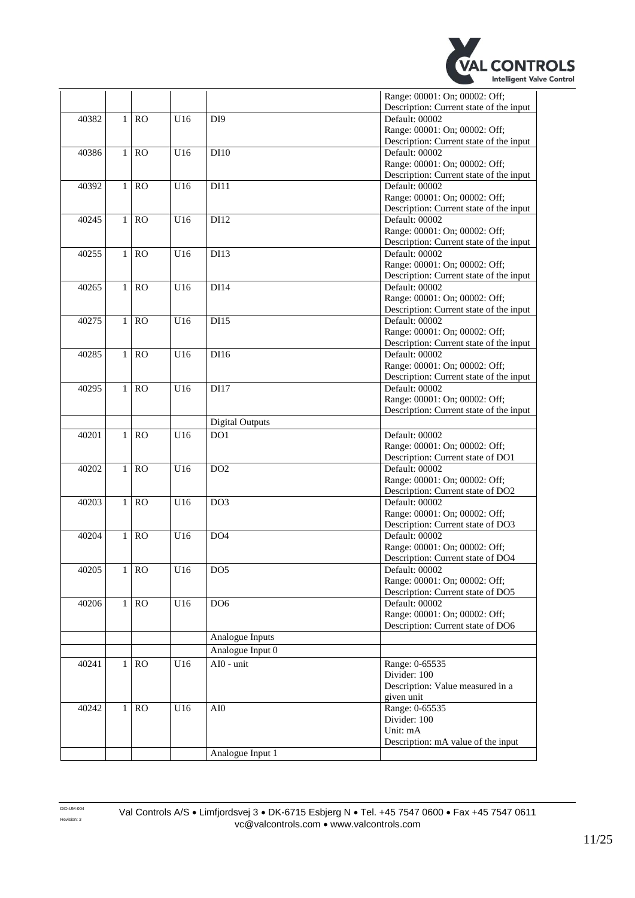| | | | | | |
|---|---|---|---|---|---|
| | | | | | Range: 00001: On; 00002: Off;<br>Description: Current state of the input |
| 40382 | 1 | RO | U16 | DI9 | Default: 00002<br>Range: 00001: On; 00002: Off;<br>Description: Current state of the input |
| 40386 | 1 | RO | U16 | DI10 | Default: 00002<br>Range: 00001: On; 00002: Off;<br>Description: Current state of the input |
| 40392 | 1 | RO | U16 | DI11 | Default: 00002<br>Range: 00001: On; 00002: Off;<br>Description: Current state of the input |
| 40245 | 1 | RO | U16 | DI12 | Default: 00002<br>Range: 00001: On; 00002: Off;<br>Description: Current state of the input |
| 40255 | 1 | RO | U16 | DI13 | Default: 00002<br>Range: 00001: On; 00002: Off;<br>Description: Current state of the input |
| 40265 | 1 | RO | U16 | DI14 | Default: 00002<br>Range: 00001: On; 00002: Off;<br>Description: Current state of the input |
| 40275 | 1 | RO | U16 | DI15 | Default: 00002<br>Range: 00001: On; 00002: Off;<br>Description: Current state of the input |
| 40285 | 1 | RO | U16 | DI16 | Default: 00002<br>Range: 00001: On; 00002: Off;<br>Description: Current state of the input |
| 40295 | 1 | RO | U16 | DI17 | Default: 00002<br>Range: 00001: On; 00002: Off;<br>Description: Current state of the input |
| | | | | Digital Outputs | |
| 40201 | 1 | RO | U16 | DO1 | Default: 00002<br>Range: 00001: On; 00002: Off;<br>Description: Current state of DO1 |
| 40202 | 1 | RO | U16 | DO2 | Default: 00002<br>Range: 00001: On; 00002: Off;<br>Description: Current state of DO2 |
| 40203 | 1 | RO | U16 | DO3 | Default: 00002<br>Range: 00001: On; 00002: Off;<br>Description: Current state of DO3 |
| 40204 | 1 | RO | U16 | DO4 | Default: 00002<br>Range: 00001: On; 00002: Off;<br>Description: Current state of DO4 |
| 40205 | 1 | RO | U16 | DO5 | Default: 00002<br>Range: 00001: On; 00002: Off;<br>Description: Current state of DO5 |
| 40206 | 1 | RO | U16 | DO6 | Default: 00002<br>Range: 00001: On; 00002: Off;<br>Description: Current state of DO6 |
| | | | | Analogue Inputs | |
| | | | | Analogue Input 0 | |
| 40241 | 1 | RO | U16 | AI0 - unit | Range: 0-65535<br>Divider: 100<br>Description: Value measured in a given unit |
| 40242 | 1 | RO | U16 | AI0 | Range: 0-65535<br>Divider: 100<br>Unit: mA<br>Description: mA value of the input |
| | | | | Analogue Input 1 | |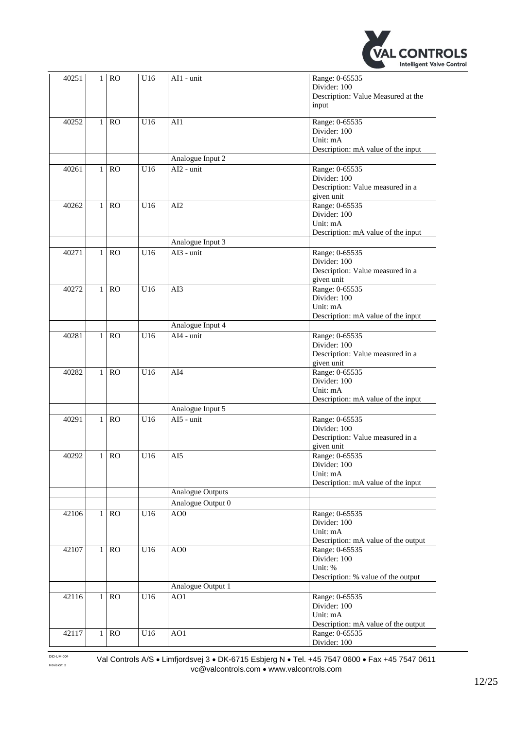| | | | | | |
|---|---|---|---|---|---|
| 40251 | 1 | RO | U16 | AI1 - unit | Range: 0-65535<br>Divider: 100<br>Description: Value Measured at the input |
| 40252 | 1 | RO | U16 | AI1 | Range: 0-65535<br>Divider: 100<br>Unit: mA<br>Description: mA value of the input |
| | | | | Analogue Input 2 | |
| 40261 | 1 | RO | U16 | AI2 - unit | Range: 0-65535<br>Divider: 100<br>Description: Value measured in a given unit |
| 40262 | 1 | RO | U16 | AI2 | Range: 0-65535<br>Divider: 100<br>Unit: mA<br>Description: mA value of the input |
| | | | | Analogue Input 3 | |
| 40271 | 1 | RO | U16 | AI3 - unit | Range: 0-65535<br>Divider: 100<br>Description: Value measured in a given unit |
| 40272 | 1 | RO | U16 | AI3 | Range: 0-65535<br>Divider: 100<br>Unit: mA<br>Description: mA value of the input |
| | | | | Analogue Input 4 | |
| 40281 | 1 | RO | U16 | AI4 - unit | Range: 0-65535<br>Divider: 100<br>Description: Value measured in a given unit |
| 40282 | 1 | RO | U16 | AI4 | Range: 0-65535<br>Divider: 100<br>Unit: mA<br>Description: mA value of the input |
| | | | | Analogue Input 5 | |
| 40291 | 1 | RO | U16 | AI5 - unit | Range: 0-65535<br>Divider: 100<br>Description: Value measured in a given unit |
| 40292 | 1 | RO | U16 | AI5 | Range: 0-65535<br>Divider: 100<br>Unit: mA<br>Description: mA value of the input |
| | | | | Analogue Outputs | |
| | | | | Analogue Output 0 | |
| 42106 | 1 | RO | U16 | AO0 | Range: 0-65535<br>Divider: 100<br>Unit: mA<br>Description: mA value of the output |
| 42107 | 1 | RO | U16 | AO0 | Range: 0-65535<br>Divider: 100<br>Unit: %<br>Description: % value of the output |
| | | | | Analogue Output 1 | |
| 42116 | 1 | RO | U16 | AO1 | Range: 0-65535<br>Divider: 100<br>Unit: mA<br>Description: mA value of the output |
| 42117 | 1 | RO | U16 | AO1 | Range: 0-65535<br>Divider: 100 |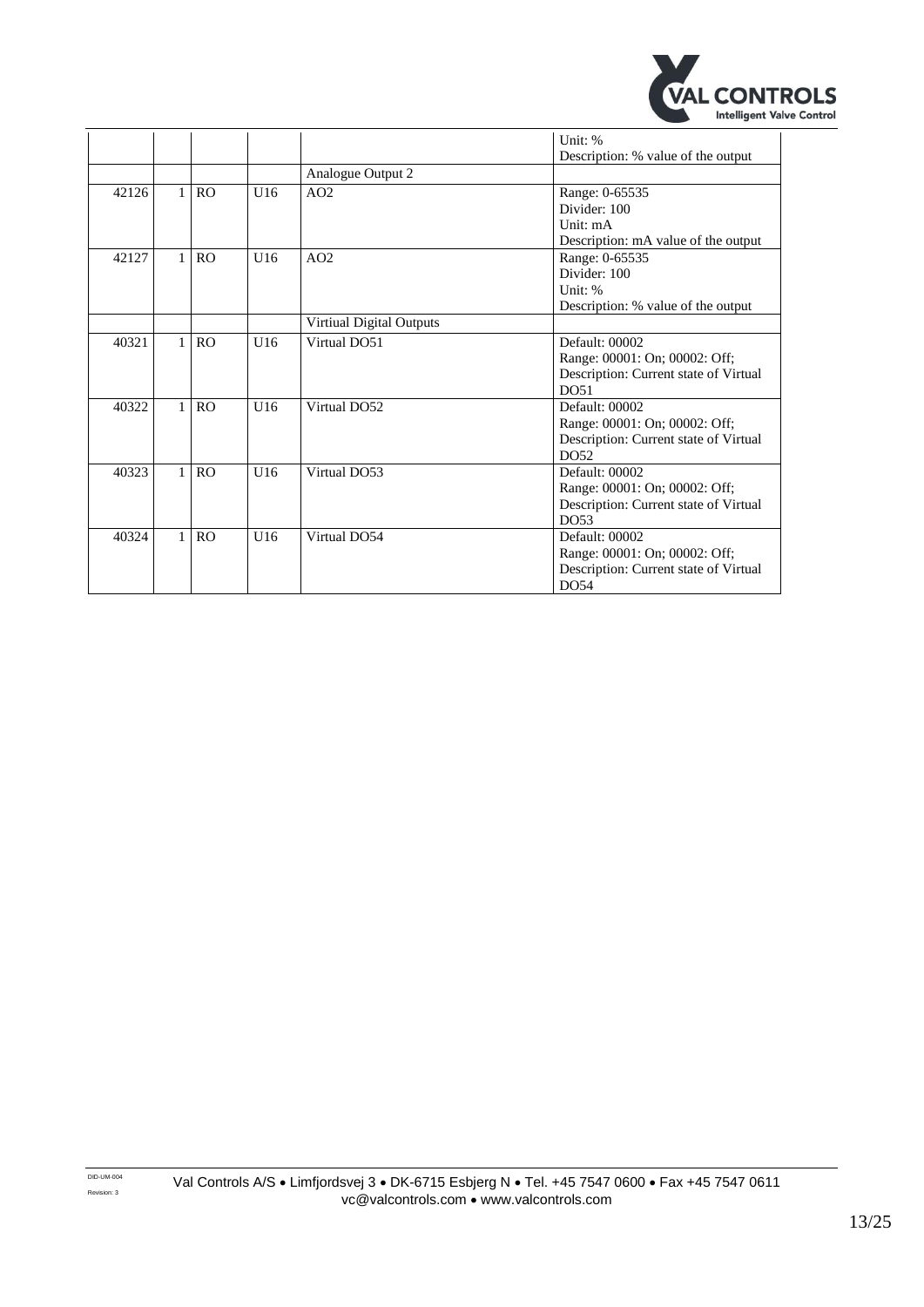|  |  |  |  |  | Unit: %<br>Description: % value of the output |
|---|---|---|---|---|---|
|  |  |  |  | Analogue Output 2 |  |
| 42126 | 1 | RO | U16 | AO2 | Range: 0-65535<br>Divider: 100<br>Unit: mA<br>Description: mA value of the output |
| 42127 | 1 | RO | U16 | AO2 | Range: 0-65535<br>Divider: 100<br>Unit: %<br>Description: % value of the output |
|  |  |  |  | Virtiual Digital Outputs |  |
| 40321 | 1 | RO | U16 | Virtual DO51 | Default: 00002<br>Range: 00001: On; 00002: Off;<br>Description: Current state of Virtual DO51 |
| 40322 | 1 | RO | U16 | Virtual DO52 | Default: 00002<br>Range: 00001: On; 00002: Off;<br>Description: Current state of Virtual DO52 |
| 40323 | 1 | RO | U16 | Virtual DO53 | Default: 00002<br>Range: 00001: On; 00002: Off;<br>Description: Current state of Virtual DO53 |
| 40324 | 1 | RO | U16 | Virtual DO54 | Default: 00002<br>Range: 00001: On; 00002: Off;<br>Description: Current state of Virtual DO54 |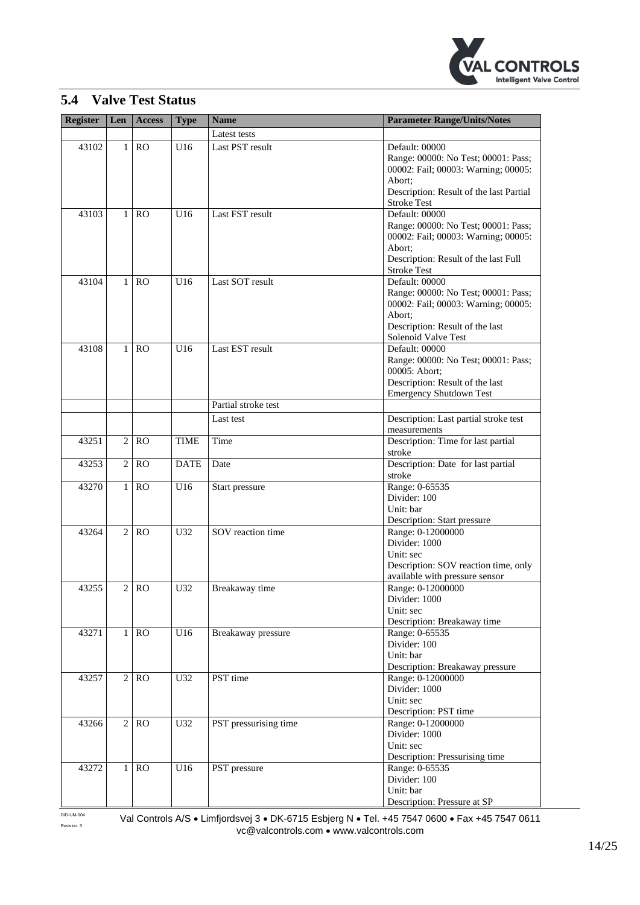## 5.4 Valve Test Status

| Register | Len | Access | Type | Name | Parameter Range/Units/Notes |
|---|---|---|---|---|---|
| | | | | Latest tests | |
| 43102 | 1 | RO | U16 | Last PST result | Default: 00000<br>Range: 00000: No Test; 00001: Pass; 00002: Fail; 00003: Warning; 00005: Abort;<br>Description: Result of the last Partial Stroke Test |
| 43103 | 1 | RO | U16 | Last FST result | Default: 00000<br>Range: 00000: No Test; 00001: Pass; 00002: Fail; 00003: Warning; 00005: Abort;<br>Description: Result of the last Full Stroke Test |
| 43104 | 1 | RO | U16 | Last SOT result | Default: 00000<br>Range: 00000: No Test; 00001: Pass; 00002: Fail; 00003: Warning; 00005: Abort;<br>Description: Result of the last Solenoid Valve Test |
| 43108 | 1 | RO | U16 | Last EST result | Default: 00000<br>Range: 00000: No Test; 00001: Pass; 00005: Abort;<br>Description: Result of the last Emergency Shutdown Test |
| | | | | Partial stroke test | |
| | | | | Last test | Description: Last partial stroke test measurements |
| 43251 | 2 | RO | TIME | Time | Description: Time for last partial stroke |
| 43253 | 2 | RO | DATE | Date | Description: Date for last partial stroke |
| 43270 | 1 | RO | U16 | Start pressure | Range: 0-65535<br>Divider: 100<br>Unit: bar<br>Description: Start pressure |
| 43264 | 2 | RO | U32 | SOV reaction time | Range: 0-12000000<br>Divider: 1000<br>Unit: sec<br>Description: SOV reaction time, only available with pressure sensor |
| 43255 | 2 | RO | U32 | Breakaway time | Range: 0-12000000<br>Divider: 1000<br>Unit: sec<br>Description: Breakaway time |
| 43271 | 1 | RO | U16 | Breakaway pressure | Range: 0-65535<br>Divider: 100<br>Unit: bar<br>Description: Breakaway pressure |
| 43257 | 2 | RO | U32 | PST time | Range: 0-12000000<br>Divider: 1000<br>Unit: sec<br>Description: PST time |
| 43266 | 2 | RO | U32 | PST pressurising time | Range: 0-12000000<br>Divider: 1000<br>Unit: sec<br>Description: Pressurising time |
| 43272 | 1 | RO | U16 | PST pressure | Range: 0-65535<br>Divider: 100<br>Unit: bar<br>Description: Pressure at SP |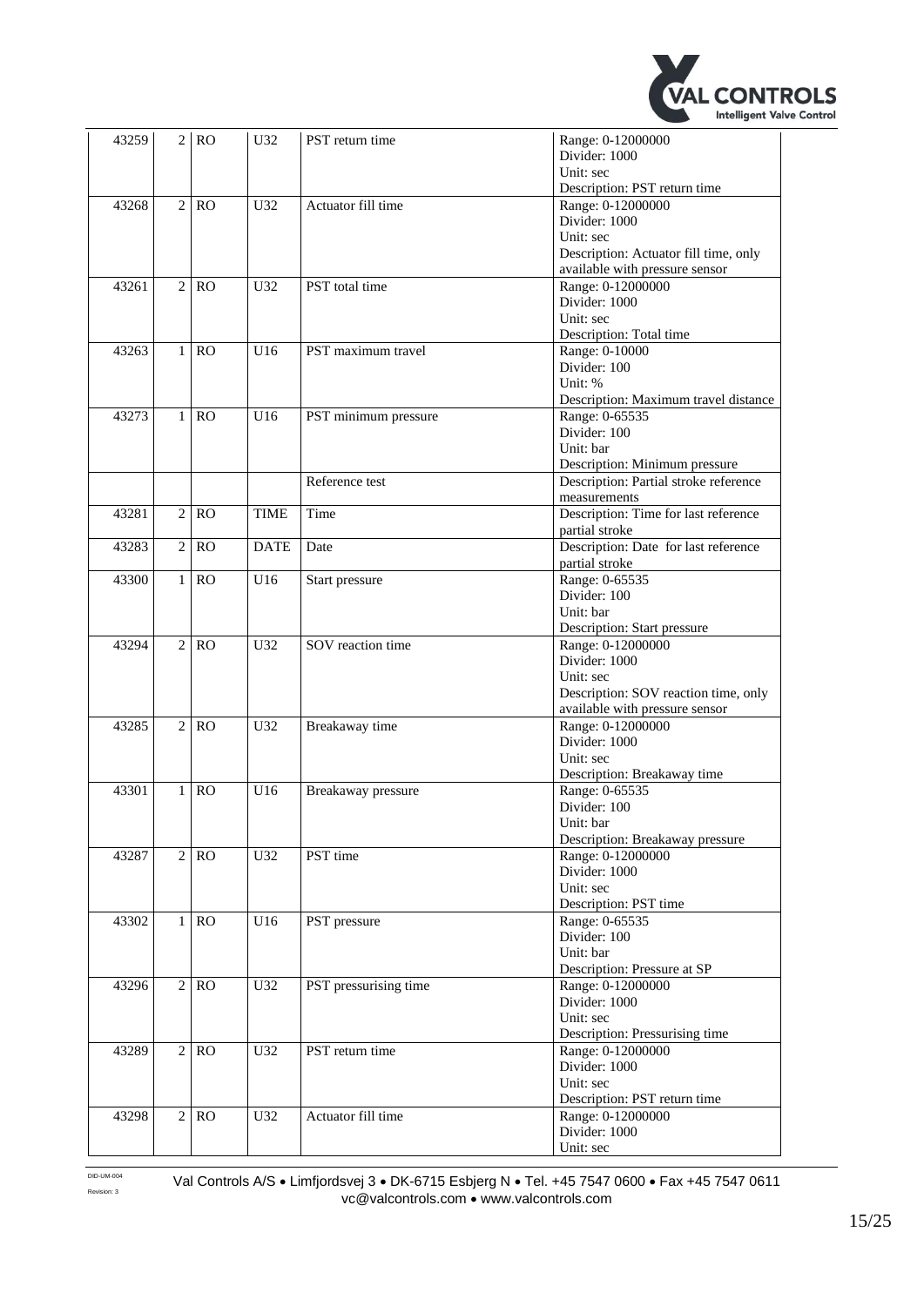| | | | | | |
|---|---|---|---|---|---|
| 43259 | 2 | RO | U32 | PST return time | Range: 0-12000000<br>Divider: 1000<br>Unit: sec<br>Description: PST return time |
| 43268 | 2 | RO | U32 | Actuator fill time | Range: 0-12000000<br>Divider: 1000<br>Unit: sec<br>Description: Actuator fill time, only available with pressure sensor |
| 43261 | 2 | RO | U32 | PST total time | Range: 0-12000000<br>Divider: 1000<br>Unit: sec<br>Description: Total time |
| 43263 | 1 | RO | U16 | PST maximum travel | Range: 0-10000<br>Divider: 100<br>Unit: %<br>Description: Maximum travel distance |
| 43273 | 1 | RO | U16 | PST minimum pressure | Range: 0-65535<br>Divider: 100<br>Unit: bar<br>Description: Minimum pressure |
| | | | | Reference test | Description: Partial stroke reference measurements |
| 43281 | 2 | RO | TIME | Time | Description: Time for last reference partial stroke |
| 43283 | 2 | RO | DATE | Date | Description: Date for last reference partial stroke |
| 43300 | 1 | RO | U16 | Start pressure | Range: 0-65535<br>Divider: 100<br>Unit: bar<br>Description: Start pressure |
| 43294 | 2 | RO | U32 | SOV reaction time | Range: 0-12000000<br>Divider: 1000<br>Unit: sec<br>Description: SOV reaction time, only available with pressure sensor |
| 43285 | 2 | RO | U32 | Breakaway time | Range: 0-12000000<br>Divider: 1000<br>Unit: sec<br>Description: Breakaway time |
| 43301 | 1 | RO | U16 | Breakaway pressure | Range: 0-65535<br>Divider: 100<br>Unit: bar<br>Description: Breakaway pressure |
| 43287 | 2 | RO | U32 | PST time | Range: 0-12000000<br>Divider: 1000<br>Unit: sec<br>Description: PST time |
| 43302 | 1 | RO | U16 | PST pressure | Range: 0-65535<br>Divider: 100<br>Unit: bar<br>Description: Pressure at SP |
| 43296 | 2 | RO | U32 | PST pressurising time | Range: 0-12000000<br>Divider: 1000<br>Unit: sec<br>Description: Pressurising time |
| 43289 | 2 | RO | U32 | PST return time | Range: 0-12000000<br>Divider: 1000<br>Unit: sec<br>Description: PST return time |
| 43298 | 2 | RO | U32 | Actuator fill time | Range: 0-12000000<br>Divider: 1000<br>Unit: sec |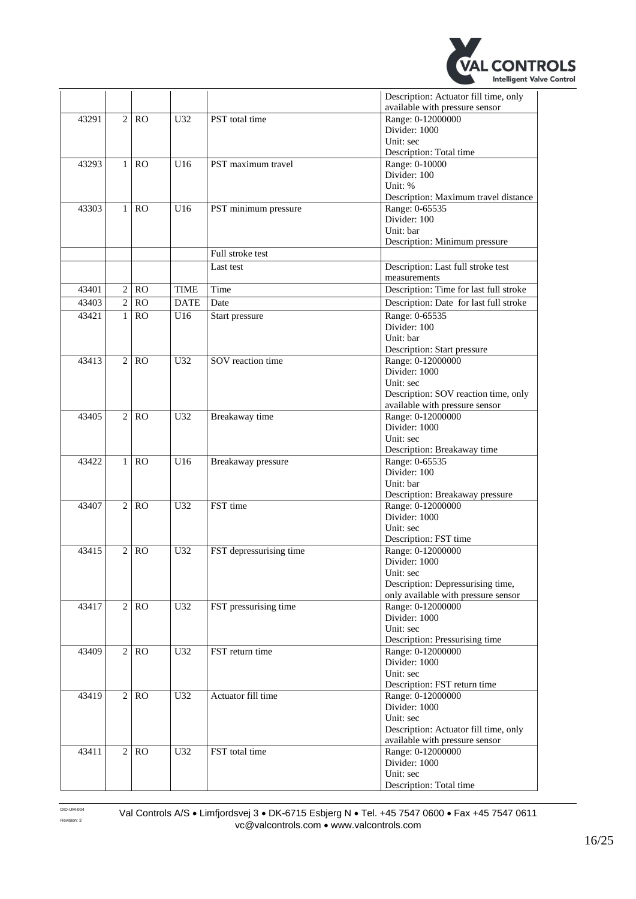| | | | | | |
|---|---|---|---|---|---|
| | | | | | Description: Actuator fill time, only available with pressure sensor |
| 43291 | 2 | RO | U32 | PST total time | Range: 0-12000000<br>Divider: 1000<br>Unit: sec<br>Description: Total time |
| 43293 | 1 | RO | U16 | PST maximum travel | Range: 0-10000<br>Divider: 100<br>Unit: %<br>Description: Maximum travel distance |
| 43303 | 1 | RO | U16 | PST minimum pressure | Range: 0-65535<br>Divider: 100<br>Unit: bar<br>Description: Minimum pressure |
| | | | | Full stroke test | |
| | | | | Last test | Description: Last full stroke test measurements |
| 43401 | 2 | RO | TIME | Time | Description: Time for last full stroke |
| 43403 | 2 | RO | DATE | Date | Description: Date for last full stroke |
| 43421 | 1 | RO | U16 | Start pressure | Range: 0-65535<br>Divider: 100<br>Unit: bar<br>Description: Start pressure |
| 43413 | 2 | RO | U32 | SOV reaction time | Range: 0-12000000<br>Divider: 1000<br>Unit: sec<br>Description: SOV reaction time, only available with pressure sensor |
| 43405 | 2 | RO | U32 | Breakaway time | Range: 0-12000000<br>Divider: 1000<br>Unit: sec<br>Description: Breakaway time |
| 43422 | 1 | RO | U16 | Breakaway pressure | Range: 0-65535<br>Divider: 100<br>Unit: bar<br>Description: Breakaway pressure |
| 43407 | 2 | RO | U32 | FST time | Range: 0-12000000<br>Divider: 1000<br>Unit: sec<br>Description: FST time |
| 43415 | 2 | RO | U32 | FST depressurising time | Range: 0-12000000<br>Divider: 1000<br>Unit: sec<br>Description: Depressurising time, only available with pressure sensor |
| 43417 | 2 | RO | U32 | FST pressurising time | Range: 0-12000000<br>Divider: 1000<br>Unit: sec<br>Description: Pressurising time |
| 43409 | 2 | RO | U32 | FST return time | Range: 0-12000000<br>Divider: 1000<br>Unit: sec<br>Description: FST return time |
| 43419 | 2 | RO | U32 | Actuator fill time | Range: 0-12000000<br>Divider: 1000<br>Unit: sec<br>Description: Actuator fill time, only available with pressure sensor |
| 43411 | 2 | RO | U32 | FST total time | Range: 0-12000000<br>Divider: 1000<br>Unit: sec<br>Description: Total time |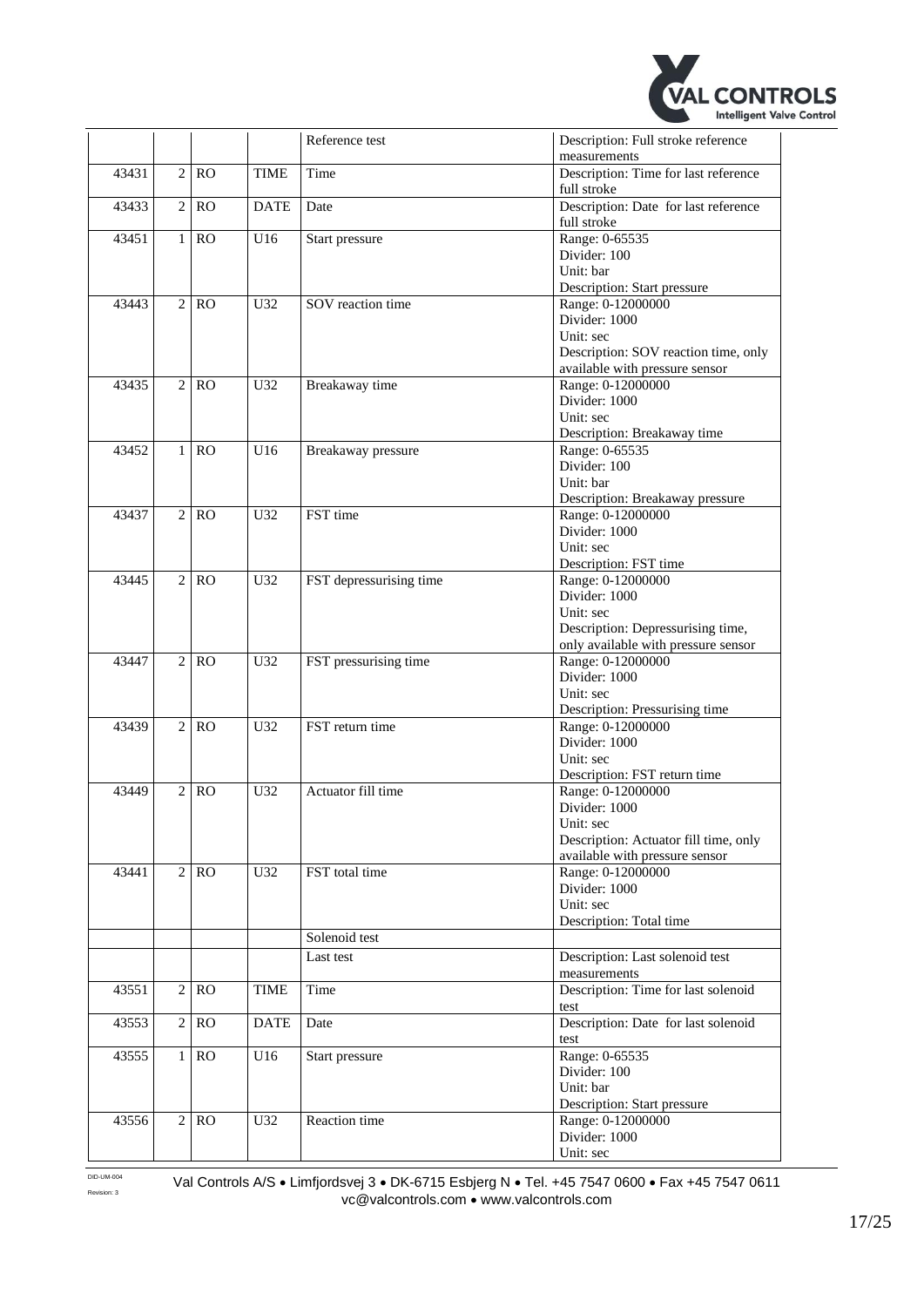|  |  |  |  | Reference test | Description: Full stroke reference measurements |
|---|---|---|---|---|---|
| 43431 | 2 | RO | TIME | Time | Description: Time for last reference full stroke |
| 43433 | 2 | RO | DATE | Date | Description: Date for last reference full stroke |
| 43451 | 1 | RO | U16 | Start pressure | Range: 0-65535<br>Divider: 100<br>Unit: bar<br>Description: Start pressure |
| 43443 | 2 | RO | U32 | SOV reaction time | Range: 0-12000000<br>Divider: 1000<br>Unit: sec<br>Description: SOV reaction time, only available with pressure sensor |
| 43435 | 2 | RO | U32 | Breakaway time | Range: 0-12000000<br>Divider: 1000<br>Unit: sec<br>Description: Breakaway time |
| 43452 | 1 | RO | U16 | Breakaway pressure | Range: 0-65535<br>Divider: 100<br>Unit: bar<br>Description: Breakaway pressure |
| 43437 | 2 | RO | U32 | FST time | Range: 0-12000000<br>Divider: 1000<br>Unit: sec<br>Description: FST time |
| 43445 | 2 | RO | U32 | FST depressurising time | Range: 0-12000000<br>Divider: 1000<br>Unit: sec<br>Description: Depressurising time, only available with pressure sensor |
| 43447 | 2 | RO | U32 | FST pressurising time | Range: 0-12000000<br>Divider: 1000<br>Unit: sec<br>Description: Pressurising time |
| 43439 | 2 | RO | U32 | FST return time | Range: 0-12000000<br>Divider: 1000<br>Unit: sec<br>Description: FST return time |
| 43449 | 2 | RO | U32 | Actuator fill time | Range: 0-12000000<br>Divider: 1000<br>Unit: sec<br>Description: Actuator fill time, only available with pressure sensor |
| 43441 | 2 | RO | U32 | FST total time | Range: 0-12000000<br>Divider: 1000<br>Unit: sec<br>Description: Total time |
|  |  |  |  | Solenoid test |  |
|  |  |  |  | Last test | Description: Last solenoid test measurements |
| 43551 | 2 | RO | TIME | Time | Description: Time for last solenoid test |
| 43553 | 2 | RO | DATE | Date | Description: Date for last solenoid test |
| 43555 | 1 | RO | U16 | Start pressure | Range: 0-65535<br>Divider: 100<br>Unit: bar<br>Description: Start pressure |
| 43556 | 2 | RO | U32 | Reaction time | Range: 0-12000000<br>Divider: 1000<br>Unit: sec |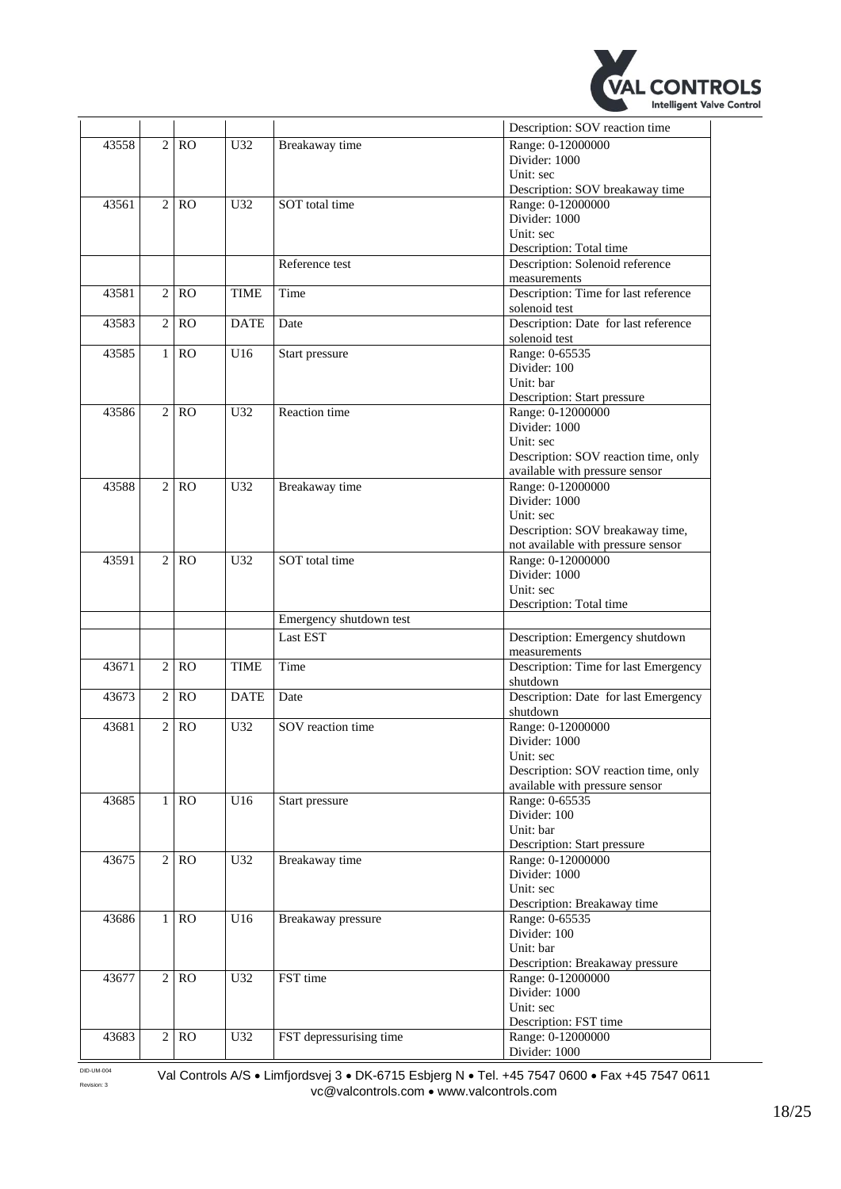|  |  |  |  |  | Description: SOV reaction time |
|---|---|---|---|---|---|
| 43558 | 2 | RO | U32 | Breakaway time | Range: 0-12000000<br>Divider: 1000<br>Unit: sec<br>Description: SOV breakaway time |
| 43561 | 2 | RO | U32 | SOT total time | Range: 0-12000000<br>Divider: 1000<br>Unit: sec<br>Description: Total time |
|  |  |  |  | Reference test | Description: Solenoid reference measurements |
| 43581 | 2 | RO | TIME | Time | Description: Time for last reference solenoid test |
| 43583 | 2 | RO | DATE | Date | Description: Date for last reference solenoid test |
| 43585 | 1 | RO | U16 | Start pressure | Range: 0-65535<br>Divider: 100<br>Unit: bar<br>Description: Start pressure |
| 43586 | 2 | RO | U32 | Reaction time | Range: 0-12000000<br>Divider: 1000<br>Unit: sec<br>Description: SOV reaction time, only available with pressure sensor |
| 43588 | 2 | RO | U32 | Breakaway time | Range: 0-12000000<br>Divider: 1000<br>Unit: sec<br>Description: SOV breakaway time, not available with pressure sensor |
| 43591 | 2 | RO | U32 | SOT total time | Range: 0-12000000<br>Divider: 1000<br>Unit: sec<br>Description: Total time |
|  |  |  |  | Emergency shutdown test |  |
|  |  |  |  | Last EST | Description: Emergency shutdown measurements |
| 43671 | 2 | RO | TIME | Time | Description: Time for last Emergency shutdown |
| 43673 | 2 | RO | DATE | Date | Description: Date for last Emergency shutdown |
| 43681 | 2 | RO | U32 | SOV reaction time | Range: 0-12000000<br>Divider: 1000<br>Unit: sec<br>Description: SOV reaction time, only available with pressure sensor |
| 43685 | 1 | RO | U16 | Start pressure | Range: 0-65535<br>Divider: 100<br>Unit: bar<br>Description: Start pressure |
| 43675 | 2 | RO | U32 | Breakaway time | Range: 0-12000000<br>Divider: 1000<br>Unit: sec<br>Description: Breakaway time |
| 43686 | 1 | RO | U16 | Breakaway pressure | Range: 0-65535<br>Divider: 100<br>Unit: bar<br>Description: Breakaway pressure |
| 43677 | 2 | RO | U32 | FST time | Range: 0-12000000<br>Divider: 1000<br>Unit: sec<br>Description: FST time |
| 43683 | 2 | RO | U32 | FST depressurising time | Range: 0-12000000<br>Divider: 1000 |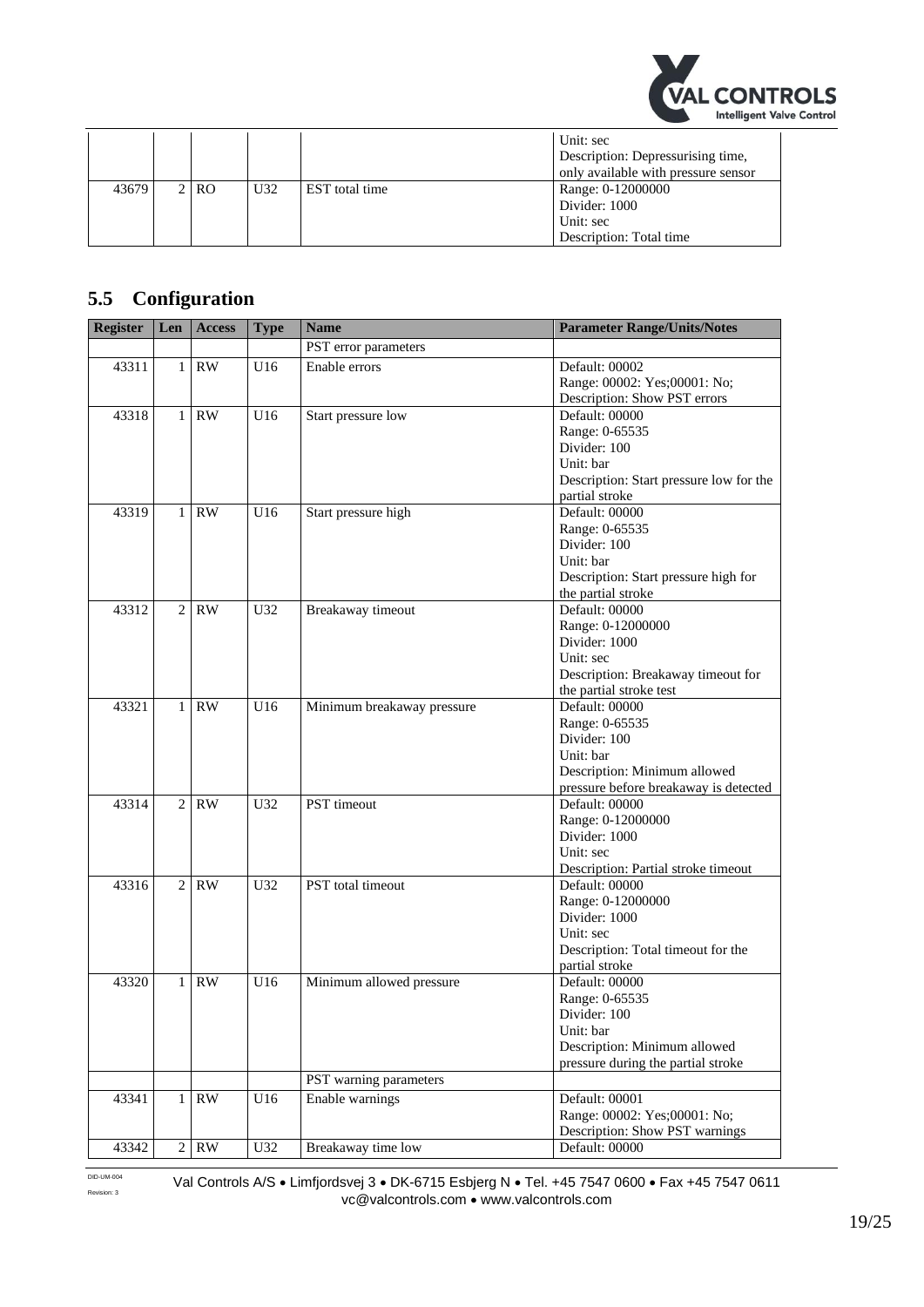| Register | Len | Access | Type | Name | Parameter Range/Units/Notes |
|---|---|---|---|---|---|
| | | | | | Unit: sec<br>Description: Depressurising time, only available with pressure sensor |
| 43679 | 2 | RO | U32 | EST total time | Range: 0-12000000<br>Divider: 1000<br>Unit: sec<br>Description: Total time |

## 5.5 Configuration

| Register | Len | Access | Type | Name | Parameter Range/Units/Notes |
|---|---|---|---|---|---|
| | | | | PST error parameters | |
| 43311 | 1 | RW | U16 | Enable errors | Default: 00002<br>Range: 00002: Yes;00001: No;<br>Description: Show PST errors |
| 43318 | 1 | RW | U16 | Start pressure low | Default: 00000<br>Range: 0-65535<br>Divider: 100<br>Unit: bar<br>Description: Start pressure low for the partial stroke |
| 43319 | 1 | RW | U16 | Start pressure high | Default: 00000<br>Range: 0-65535<br>Divider: 100<br>Unit: bar<br>Description: Start pressure high for the partial stroke |
| 43312 | 2 | RW | U32 | Breakaway timeout | Default: 00000<br>Range: 0-12000000<br>Divider: 1000<br>Unit: sec<br>Description: Breakaway timeout for the partial stroke test |
| 43321 | 1 | RW | U16 | Minimum breakaway pressure | Default: 00000<br>Range: 0-65535<br>Divider: 100<br>Unit: bar<br>Description: Minimum allowed pressure before breakaway is detected |
| 43314 | 2 | RW | U32 | PST timeout | Default: 00000<br>Range: 0-12000000<br>Divider: 1000<br>Unit: sec<br>Description: Partial stroke timeout |
| 43316 | 2 | RW | U32 | PST total timeout | Default: 00000<br>Range: 0-12000000<br>Divider: 1000<br>Unit: sec<br>Description: Total timeout for the partial stroke |
| 43320 | 1 | RW | U16 | Minimum allowed pressure | Default: 00000<br>Range: 0-65535<br>Divider: 100<br>Unit: bar<br>Description: Minimum allowed pressure during the partial stroke |
| | | | | PST warning parameters | |
| 43341 | 1 | RW | U16 | Enable warnings | Default: 00001<br>Range: 00002: Yes;00001: No;<br>Description: Show PST warnings |
| 43342 | 2 | RW | U32 | Breakaway time low | Default: 00000 |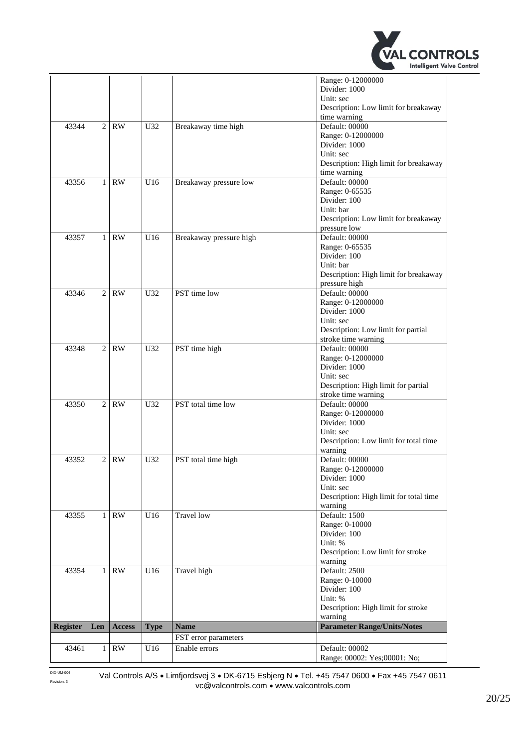| Register | Len | Access | Type | Name | Parameter Range/Units/Notes |
|---|---|---|---|---|---|
| | | | | | Range: 0-12000000<br>Divider: 1000<br>Unit: sec<br>Description: Low limit for breakaway time warning |
| 43344 | 2 | RW | U32 | Breakaway time high | Default: 00000<br>Range: 0-12000000<br>Divider: 1000<br>Unit: sec<br>Description: High limit for breakaway time warning |
| 43356 | 1 | RW | U16 | Breakaway pressure low | Default: 00000<br>Range: 0-65535<br>Divider: 100<br>Unit: bar<br>Description: Low limit for breakaway pressure low |
| 43357 | 1 | RW | U16 | Breakaway pressure high | Default: 00000<br>Range: 0-65535<br>Divider: 100<br>Unit: bar<br>Description: High limit for breakaway pressure high |
| 43346 | 2 | RW | U32 | PST time low | Default: 00000<br>Range: 0-12000000<br>Divider: 1000<br>Unit: sec<br>Description: Low limit for partial stroke time warning |
| 43348 | 2 | RW | U32 | PST time high | Default: 00000<br>Range: 0-12000000<br>Divider: 1000<br>Unit: sec<br>Description: High limit for partial stroke time warning |
| 43350 | 2 | RW | U32 | PST total time low | Default: 00000<br>Range: 0-12000000<br>Divider: 1000<br>Unit: sec<br>Description: Low limit for total time warning |
| 43352 | 2 | RW | U32 | PST total time high | Default: 00000<br>Range: 0-12000000<br>Divider: 1000<br>Unit: sec<br>Description: High limit for total time warning |
| 43355 | 1 | RW | U16 | Travel low | Default: 1500<br>Range: 0-10000<br>Divider: 100<br>Unit: %<br>Description: Low limit for stroke warning |
| 43354 | 1 | RW | U16 | Travel high | Default: 2500<br>Range: 0-10000<br>Divider: 100<br>Unit: %<br>Description: High limit for stroke warning |
| **Register** | **Len** | **Access** | **Type** | **Name** | **Parameter Range/Units/Notes** |
| | | | | FST error parameters | |
| 43461 | 1 | RW | U16 | Enable errors | Default: 00002<br>Range: 00002: Yes;00001: No; |

DID-UM-004
Revision: 3

Val Controls A/S • Limfjordsvej 3 • DK-6715 Esbjerg N • Tel. +45 7547 0600 • Fax +45 7547 0611
vc@valcontrols.com • www.valcontrols.com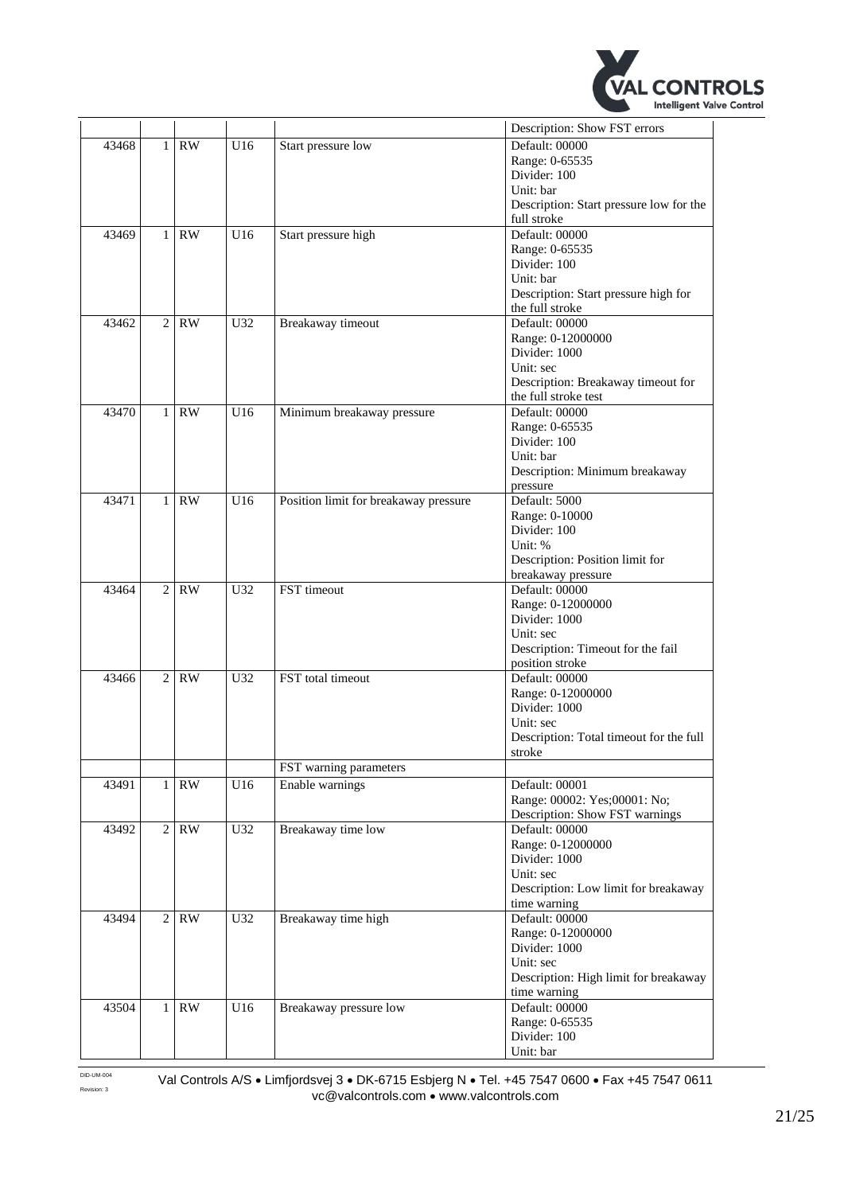| | | | | | |
|---|---|---|---|---|---|
| | | | | | Description: Show FST errors |
| 43468 | 1 | RW | U16 | Start pressure low | Default: 00000<br>Range: 0-65535<br>Divider: 100<br>Unit: bar<br>Description: Start pressure low for the full stroke |
| 43469 | 1 | RW | U16 | Start pressure high | Default: 00000<br>Range: 0-65535<br>Divider: 100<br>Unit: bar<br>Description: Start pressure high for the full stroke |
| 43462 | 2 | RW | U32 | Breakaway timeout | Default: 00000<br>Range: 0-12000000<br>Divider: 1000<br>Unit: sec<br>Description: Breakaway timeout for the full stroke test |
| 43470 | 1 | RW | U16 | Minimum breakaway pressure | Default: 00000<br>Range: 0-65535<br>Divider: 100<br>Unit: bar<br>Description: Minimum breakaway pressure |
| 43471 | 1 | RW | U16 | Position limit for breakaway pressure | Default: 5000<br>Range: 0-10000<br>Divider: 100<br>Unit: %<br>Description: Position limit for breakaway pressure |
| 43464 | 2 | RW | U32 | FST timeout | Default: 00000<br>Range: 0-12000000<br>Divider: 1000<br>Unit: sec<br>Description: Timeout for the fail position stroke |
| 43466 | 2 | RW | U32 | FST total timeout | Default: 00000<br>Range: 0-12000000<br>Divider: 1000<br>Unit: sec<br>Description: Total timeout for the full stroke |
| | | | | FST warning parameters | |
| 43491 | 1 | RW | U16 | Enable warnings | Default: 00001<br>Range: 00002: Yes;00001: No;<br>Description: Show FST warnings |
| 43492 | 2 | RW | U32 | Breakaway time low | Default: 00000<br>Range: 0-12000000<br>Divider: 1000<br>Unit: sec<br>Description: Low limit for breakaway time warning |
| 43494 | 2 | RW | U32 | Breakaway time high | Default: 00000<br>Range: 0-12000000<br>Divider: 1000<br>Unit: sec<br>Description: High limit for breakaway time warning |
| 43504 | 1 | RW | U16 | Breakaway pressure low | Default: 00000<br>Range: 0-65535<br>Divider: 100<br>Unit: bar |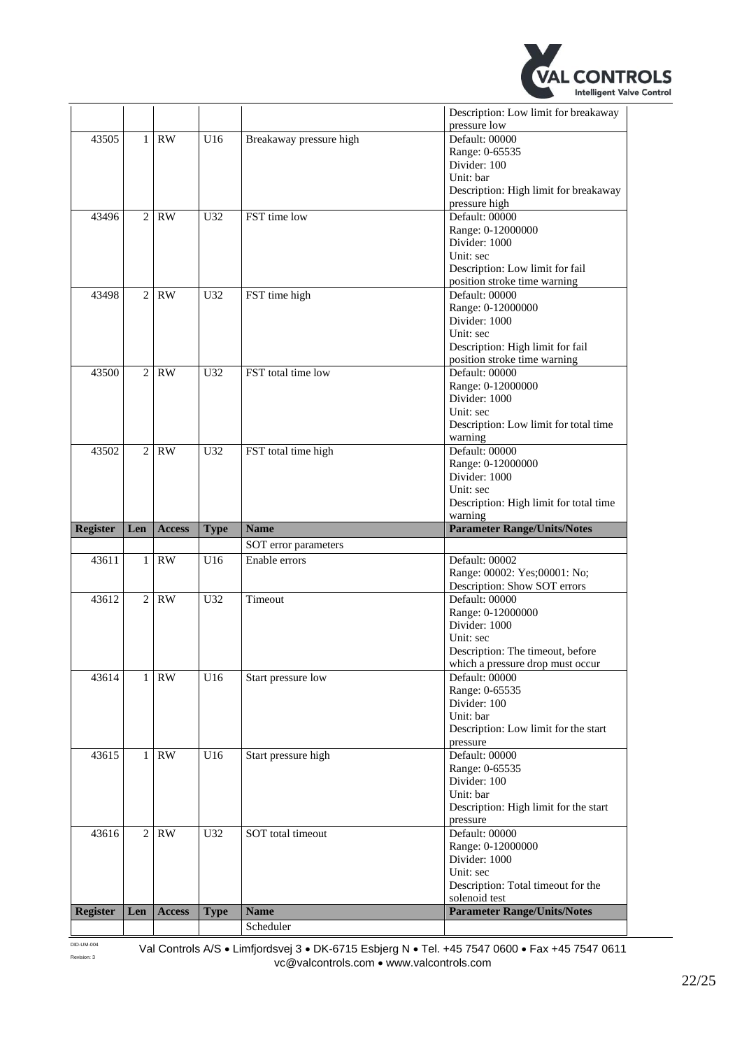| Register | Len | Access | Type | Name | Parameter Range/Units/Notes |
|---|---|---|---|---|---|
| | | | | | Description: Low limit for breakaway pressure low |
| 43505 | 1 | RW | U16 | Breakaway pressure high | Default: 00000<br>Range: 0-65535<br>Divider: 100<br>Unit: bar<br>Description: High limit for breakaway pressure high |
| 43496 | 2 | RW | U32 | FST time low | Default: 00000<br>Range: 0-12000000<br>Divider: 1000<br>Unit: sec<br>Description: Low limit for fail position stroke time warning |
| 43498 | 2 | RW | U32 | FST time high | Default: 00000<br>Range: 0-12000000<br>Divider: 1000<br>Unit: sec<br>Description: High limit for fail position stroke time warning |
| 43500 | 2 | RW | U32 | FST total time low | Default: 00000<br>Range: 0-12000000<br>Divider: 1000<br>Unit: sec<br>Description: Low limit for total time warning |
| 43502 | 2 | RW | U32 | FST total time high | Default: 00000<br>Range: 0-12000000<br>Divider: 1000<br>Unit: sec<br>Description: High limit for total time warning |

| Register | Len | Access | Type | Name | Parameter Range/Units/Notes |
|---|---|---|---|---|---|
| | | | | SOT error parameters | |
| 43611 | 1 | RW | U16 | Enable errors | Default: 00002<br>Range: 00002: Yes;00001: No;<br>Description: Show SOT errors |
| 43612 | 2 | RW | U32 | Timeout | Default: 00000<br>Range: 0-12000000<br>Divider: 1000<br>Unit: sec<br>Description: The timeout, before which a pressure drop must occur |
| 43614 | 1 | RW | U16 | Start pressure low | Default: 00000<br>Range: 0-65535<br>Divider: 100<br>Unit: bar<br>Description: Low limit for the start pressure |
| 43615 | 1 | RW | U16 | Start pressure high | Default: 00000<br>Range: 0-65535<br>Divider: 100<br>Unit: bar<br>Description: High limit for the start pressure |
| 43616 | 2 | RW | U32 | SOT total timeout | Default: 00000<br>Range: 0-12000000<br>Divider: 1000<br>Unit: sec<br>Description: Total timeout for the solenoid test |

| Register | Len | Access | Type | Name | Parameter Range/Units/Notes |
|---|---|---|---|---|---|
| | | | | Scheduler | |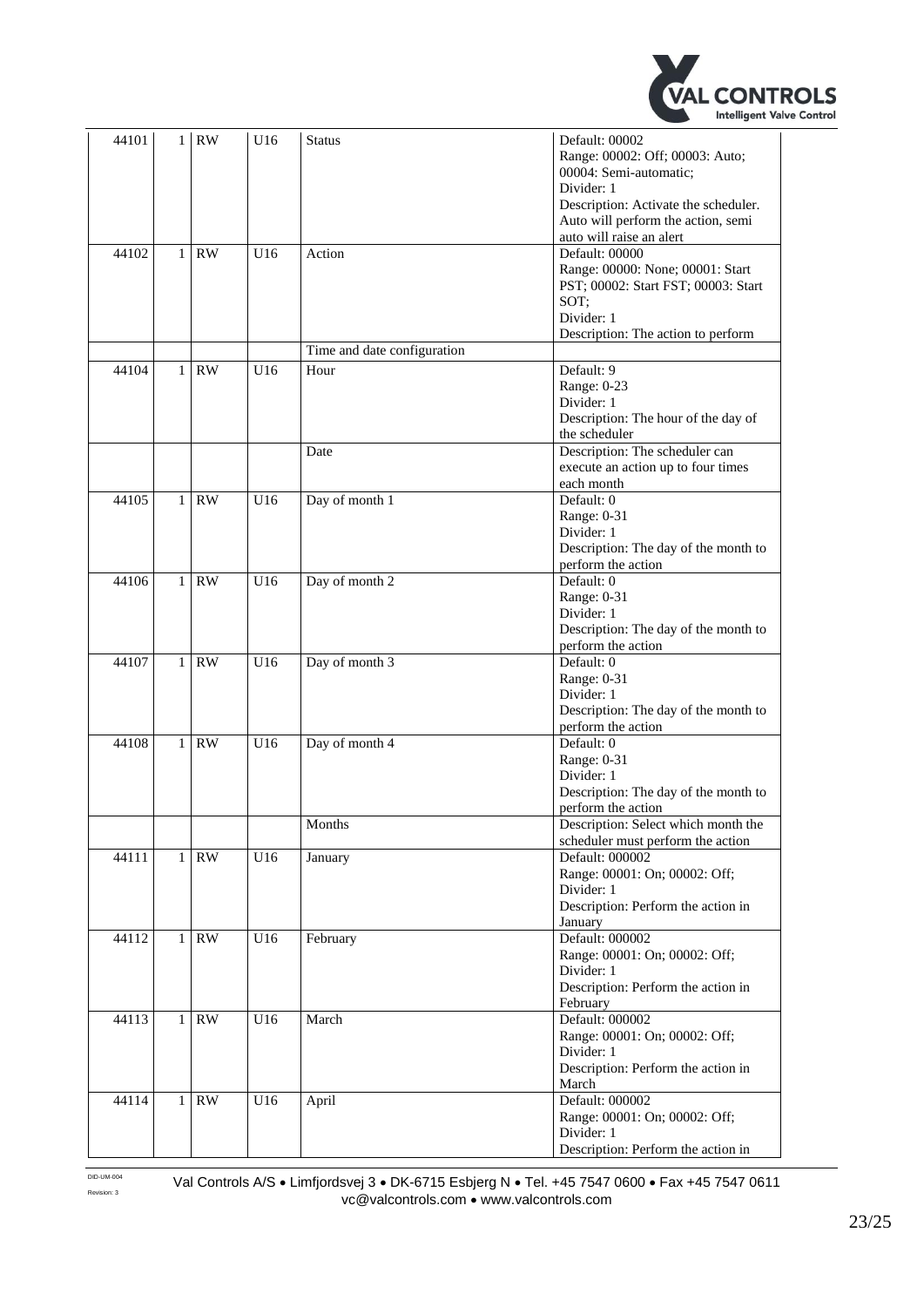| 44101 | 1 | RW | U16 | Status | Default: 00002<br>Range: 00002: Off; 00003: Auto; 00004: Semi-automatic;<br>Divider: 1<br>Description: Activate the scheduler. Auto will perform the action, semi auto will raise an alert |
|---|---|---|---|---|---|
| 44102 | 1 | RW | U16 | Action | Default: 00000<br>Range: 00000: None; 00001: Start PST; 00002: Start FST; 00003: Start SOT;<br>Divider: 1<br>Description: The action to perform |
| | | | | Time and date configuration | |
| 44104 | 1 | RW | U16 | Hour | Default: 9<br>Range: 0-23<br>Divider: 1<br>Description: The hour of the day of the scheduler |
| | | | | Date | Description: The scheduler can execute an action up to four times each month |
| 44105 | 1 | RW | U16 | Day of month 1 | Default: 0<br>Range: 0-31<br>Divider: 1<br>Description: The day of the month to perform the action |
| 44106 | 1 | RW | U16 | Day of month 2 | Default: 0<br>Range: 0-31<br>Divider: 1<br>Description: The day of the month to perform the action |
| 44107 | 1 | RW | U16 | Day of month 3 | Default: 0<br>Range: 0-31<br>Divider: 1<br>Description: The day of the month to perform the action |
| 44108 | 1 | RW | U16 | Day of month 4 | Default: 0<br>Range: 0-31<br>Divider: 1<br>Description: The day of the month to perform the action |
| | | | | Months | Description: Select which month the scheduler must perform the action |
| 44111 | 1 | RW | U16 | January | Default: 000002<br>Range: 00001: On; 00002: Off;<br>Divider: 1<br>Description: Perform the action in January |
| 44112 | 1 | RW | U16 | February | Default: 000002<br>Range: 00001: On; 00002: Off;<br>Divider: 1<br>Description: Perform the action in February |
| 44113 | 1 | RW | U16 | March | Default: 000002<br>Range: 00001: On; 00002: Off;<br>Divider: 1<br>Description: Perform the action in March |
| 44114 | 1 | RW | U16 | April | Default: 000002<br>Range: 00001: On; 00002: Off;<br>Divider: 1<br>Description: Perform the action in |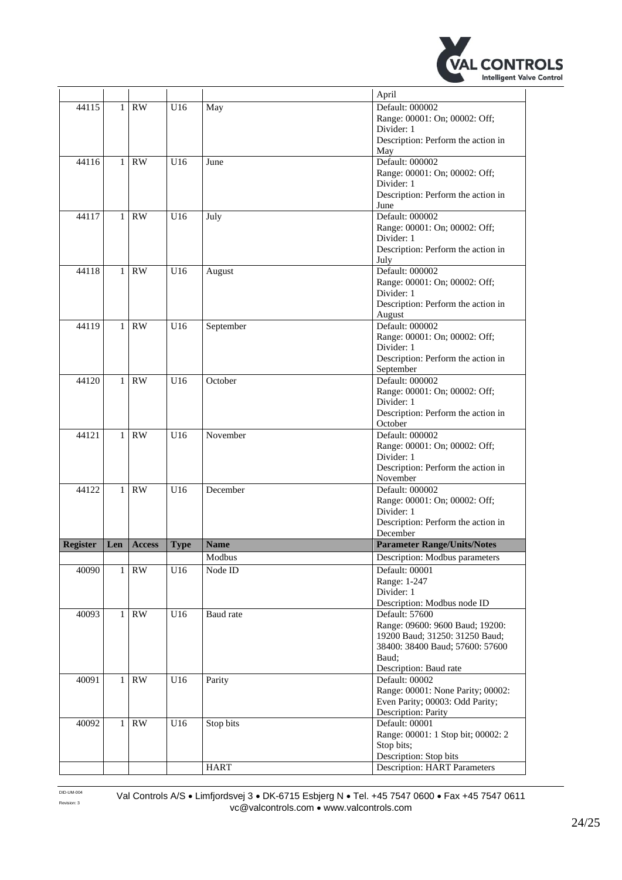| | | | | | April |
|---|---|---|---|---|---|
| 44115 | 1 | RW | U16 | May | Default: 000002<br>Range: 00001: On; 00002: Off;<br>Divider: 1<br>Description: Perform the action in May |
| 44116 | 1 | RW | U16 | June | Default: 000002<br>Range: 00001: On; 00002: Off;<br>Divider: 1<br>Description: Perform the action in June |
| 44117 | 1 | RW | U16 | July | Default: 000002<br>Range: 00001: On; 00002: Off;<br>Divider: 1<br>Description: Perform the action in July |
| 44118 | 1 | RW | U16 | August | Default: 000002<br>Range: 00001: On; 00002: Off;<br>Divider: 1<br>Description: Perform the action in August |
| 44119 | 1 | RW | U16 | September | Default: 000002<br>Range: 00001: On; 00002: Off;<br>Divider: 1<br>Description: Perform the action in September |
| 44120 | 1 | RW | U16 | October | Default: 000002<br>Range: 00001: On; 00002: Off;<br>Divider: 1<br>Description: Perform the action in October |
| 44121 | 1 | RW | U16 | November | Default: 000002<br>Range: 00001: On; 00002: Off;<br>Divider: 1<br>Description: Perform the action in November |
| 44122 | 1 | RW | U16 | December | Default: 000002<br>Range: 00001: On; 00002: Off;<br>Divider: 1<br>Description: Perform the action in December |

| Register | Len | Access | Type | Name | Parameter Range/Units/Notes |
|---|---|---|---|---|---|
| | | | | Modbus | Description: Modbus parameters |
| 40090 | 1 | RW | U16 | Node ID | Default: 00001<br>Range: 1-247<br>Divider: 1<br>Description: Modbus node ID |
| 40093 | 1 | RW | U16 | Baud rate | Default: 57600<br>Range: 09600: 9600 Baud; 19200: 19200 Baud; 31250: 31250 Baud; 38400: 38400 Baud; 57600: 57600 Baud;<br>Description: Baud rate |
| 40091 | 1 | RW | U16 | Parity | Default: 00002<br>Range: 00001: None Parity; 00002: Even Parity; 00003: Odd Parity;<br>Description: Parity |
| 40092 | 1 | RW | U16 | Stop bits | Default: 00001<br>Range: 00001: 1 Stop bit; 00002: 2 Stop bits;<br>Description: Stop bits |
| | | | | HART | Description: HART Parameters |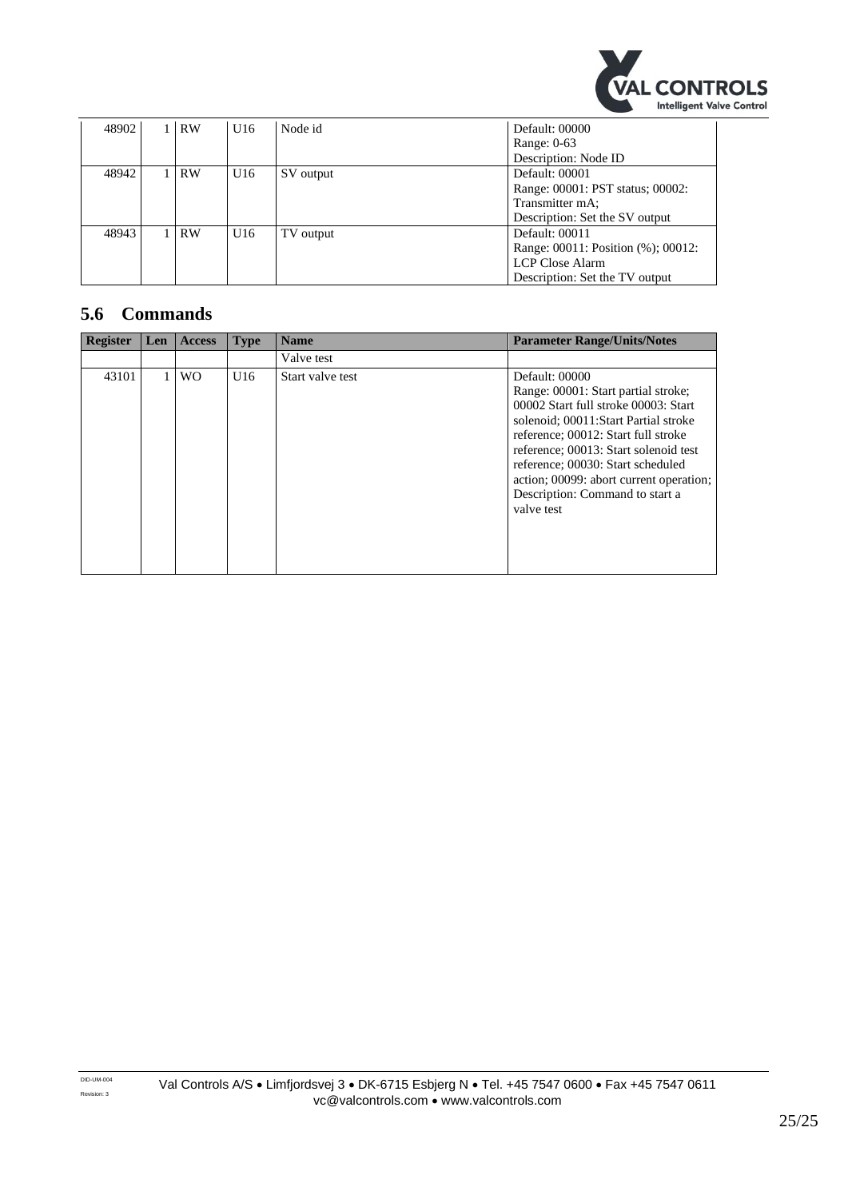| | | | | | |
|---|---|---|---|---|---|
| 48902 | 1 | RW | U16 | Node id | Default: 00000<br>Range: 0-63<br>Description: Node ID |
| 48942 | 1 | RW | U16 | SV output | Default: 00001<br>Range: 00001: PST status; 00002: Transmitter mA;<br>Description: Set the SV output |
| 48943 | 1 | RW | U16 | TV output | Default: 00011<br>Range: 00011: Position (%); 00012: LCP Close Alarm<br>Description: Set the TV output |

## 5.6 Commands

| Register | Len | Access | Type | Name | Parameter Range/Units/Notes |
|---|---|---|---|---|---|
| | | | | Valve test | |
| 43101 | 1 | WO | U16 | Start valve test | Default: 00000<br>Range: 00001: Start partial stroke; 00002 Start full stroke 00003: Start solenoid; 00011:Start Partial stroke reference; 00012: Start full stroke reference; 00013: Start solenoid test reference; 00030: Start scheduled action; 00099: abort current operation;<br>Description: Command to start a valve test |